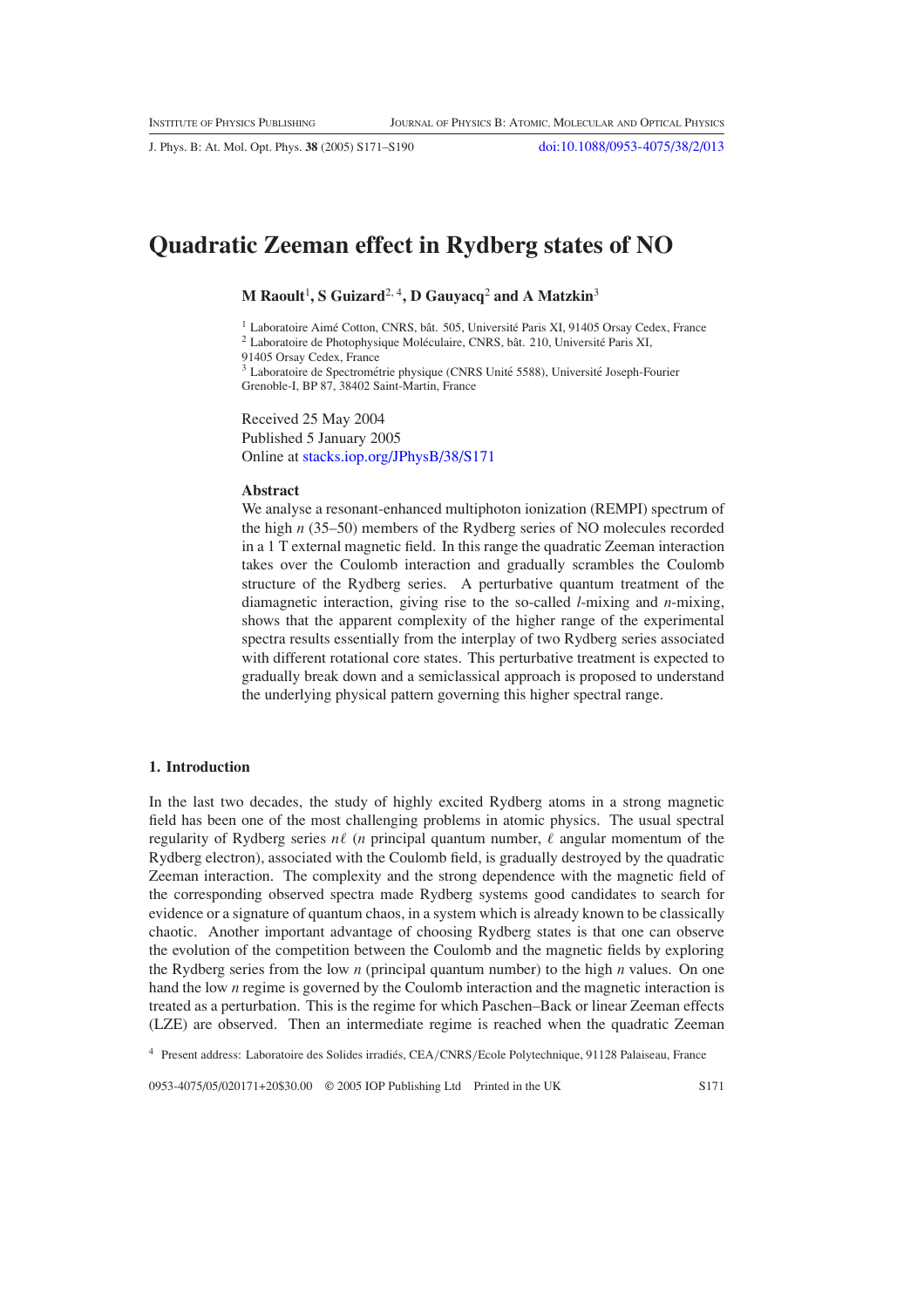# Quadratic Zeeman effect in Rydberg states of NO

**M Raoult**[1], **S Guizard**[2,4], **D Gauyacq**[2] **and A Matzkin**[3]

[1] Laboratoire Aimé Cotton, CNRS, bât. 505, Université Paris XI, 91405 Orsay Cedex, France
[2] Laboratoire de Photophysique Moléculaire, CNRS, bât. 210, Université Paris XI, 91405 Orsay Cedex, France
[3] Laboratoire de Spectrométrie physique (CNRS Unité 5588), Université Joseph-Fourier Grenoble-I, BP 87, 38402 Saint-Martin, France

Received 25 May 2004
Published 5 January 2005
Online at stacks.iop.org/JPhysB/38/S171

### Abstract

We analyse a resonant-enhanced multiphoton ionization (REMPI) spectrum of the high $n$ (35–50) members of the Rydberg series of NO molecules recorded in a 1 T external magnetic field. In this range the quadratic Zeeman interaction takes over the Coulomb interaction and gradually scrambles the Coulomb structure of the Rydberg series. A perturbative quantum treatment of the diamagnetic interaction, giving rise to the so-called $l$-mixing and $n$-mixing, shows that the apparent complexity of the higher range of the experimental spectra results essentially from the interplay of two Rydberg series associated with different rotational core states. This perturbative treatment is expected to gradually break down and a semiclassical approach is proposed to understand the underlying physical pattern governing this higher spectral range.

## 1. Introduction

In the last two decades, the study of highly excited Rydberg atoms in a strong magnetic field has been one of the most challenging problems in atomic physics. The usual spectral regularity of Rydberg series $n\ell$ ($n$ principal quantum number, $\ell$ angular momentum of the Rydberg electron), associated with the Coulomb field, is gradually destroyed by the quadratic Zeeman interaction. The complexity and the strong dependence with the magnetic field of the corresponding observed spectra made Rydberg systems good candidates to search for evidence or a signature of quantum chaos, in a system which is already known to be classically chaotic. Another important advantage of choosing Rydberg states is that one can observe the evolution of the competition between the Coulomb and the magnetic fields by exploring the Rydberg series from the low $n$ (principal quantum number) to the high $n$ values. On one hand the low $n$ regime is governed by the Coulomb interaction and the magnetic interaction is treated as a perturbation. This is the regime for which Paschen–Back or linear Zeeman effects (LZE) are observed. Then an intermediate regime is reached when the quadratic Zeeman

[4] Present address: Laboratoire des Solides irradiés, CEA/CNRS/Ecole Polytechnique, 91128 Palaiseau, France

0953-4075/05/020171+20$30.00 © 2005 IOP Publishing Ltd Printed in the UK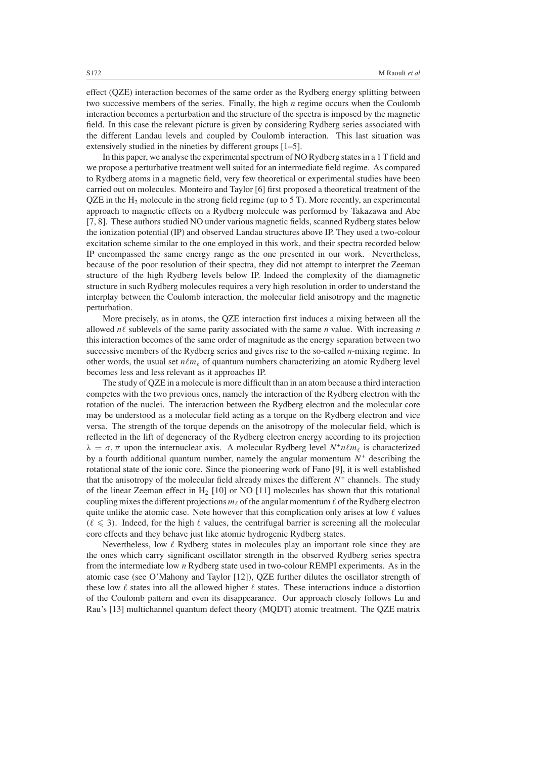effect (QZE) interaction becomes of the same order as the Rydberg energy splitting between two successive members of the series. Finally, the high $n$ regime occurs when the Coulomb interaction becomes a perturbation and the structure of the spectra is imposed by the magnetic field. In this case the relevant picture is given by considering Rydberg series associated with the different Landau levels and coupled by Coulomb interaction. This last situation was extensively studied in the nineties by different groups [1–5].

In this paper, we analyse the experimental spectrum of NO Rydberg states in a 1 T field and we propose a perturbative treatment well suited for an intermediate field regime. As compared to Rydberg atoms in a magnetic field, very few theoretical or experimental studies have been carried out on molecules. Monteiro and Taylor [6] first proposed a theoretical treatment of the QZE in the $H_2$ molecule in the strong field regime (up to 5 T). More recently, an experimental approach to magnetic effects on a Rydberg molecule was performed by Takazawa and Abe [7, 8]. These authors studied NO under various magnetic fields, scanned Rydberg states below the ionization potential (IP) and observed Landau structures above IP. They used a two-colour excitation scheme similar to the one employed in this work, and their spectra recorded below IP encompassed the same energy range as the one presented in our work. Nevertheless, because of the poor resolution of their spectra, they did not attempt to interpret the Zeeman structure of the high Rydberg levels below IP. Indeed the complexity of the diamagnetic structure in such Rydberg molecules requires a very high resolution in order to understand the interplay between the Coulomb interaction, the molecular field anisotropy and the magnetic perturbation.

More precisely, as in atoms, the QZE interaction first induces a mixing between all the allowed $n\ell$ sublevels of the same parity associated with the same $n$ value. With increasing $n$ this interaction becomes of the same order of magnitude as the energy separation between two successive members of the Rydberg series and gives rise to the so-called $n$-mixing regime. In other words, the usual set $n\ell m_\ell$ of quantum numbers characterizing an atomic Rydberg level becomes less and less relevant as it approaches IP.

The study of QZE in a molecule is more difficult than in an atom because a third interaction competes with the two previous ones, namely the interaction of the Rydberg electron with the rotation of the nuclei. The interaction between the Rydberg electron and the molecular core may be understood as a molecular field acting as a torque on the Rydberg electron and vice versa. The strength of the torque depends on the anisotropy of the molecular field, which is reflected in the lift of degeneracy of the Rydberg electron energy according to its projection $\lambda = \sigma, \pi$ upon the internuclear axis. A molecular Rydberg level $N^+n\ell m_\ell$ is characterized by a fourth additional quantum number, namely the angular momentum $N^+$ describing the rotational state of the ionic core. Since the pioneering work of Fano [9], it is well established that the anisotropy of the molecular field already mixes the different $N^+$ channels. The study of the linear Zeeman effect in $H_2$ [10] or NO [11] molecules has shown that this rotational coupling mixes the different projections $m_\ell$ of the angular momentum $\ell$ of the Rydberg electron quite unlike the atomic case. Note however that this complication only arises at low $\ell$ values ($\ell \leqslant 3$). Indeed, for the high $\ell$ values, the centrifugal barrier is screening all the molecular core effects and they behave just like atomic hydrogenic Rydberg states.

Nevertheless, low $\ell$ Rydberg states in molecules play an important role since they are the ones which carry significant oscillator strength in the observed Rydberg series spectra from the intermediate low $n$ Rydberg state used in two-colour REMPI experiments. As in the atomic case (see O'Mahony and Taylor [12]), QZE further dilutes the oscillator strength of these low $\ell$ states into all the allowed higher $\ell$ states. These interactions induce a distortion of the Coulomb pattern and even its disappearance. Our approach closely follows Lu and Rau's [13] multichannel quantum defect theory (MQDT) atomic treatment. The QZE matrix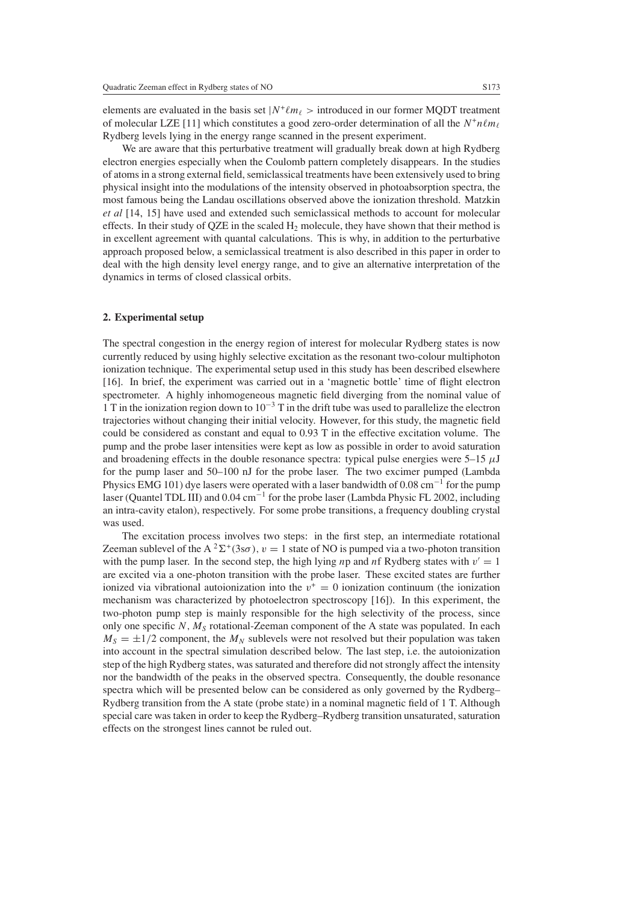elements are evaluated in the basis set $|N^+\ell m_\ell>$ introduced in our former MQDT treatment of molecular LZE [11] which constitutes a good zero-order determination of all the $N^+n\ell m_\ell$ Rydberg levels lying in the energy range scanned in the present experiment.

We are aware that this perturbative treatment will gradually break down at high Rydberg electron energies especially when the Coulomb pattern completely disappears. In the studies of atoms in a strong external field, semiclassical treatments have been extensively used to bring physical insight into the modulations of the intensity observed in photoabsorption spectra, the most famous being the Landau oscillations observed above the ionization threshold. Matzkin *et al* [14, 15] have used and extended such semiclassical methods to account for molecular effects. In their study of QZE in the scaled $H_2$ molecule, they have shown that their method is in excellent agreement with quantal calculations. This is why, in addition to the perturbative approach proposed below, a semiclassical treatment is also described in this paper in order to deal with the high density level energy range, and to give an alternative interpretation of the dynamics in terms of closed classical orbits.

## 2. Experimental setup

The spectral congestion in the energy region of interest for molecular Rydberg states is now currently reduced by using highly selective excitation as the resonant two-colour multiphoton ionization technique. The experimental setup used in this study has been described elsewhere [16]. In brief, the experiment was carried out in a 'magnetic bottle' time of flight electron spectrometer. A highly inhomogeneous magnetic field diverging from the nominal value of 1 T in the ionization region down to $10^{-3}$ T in the drift tube was used to parallelize the electron trajectories without changing their initial velocity. However, for this study, the magnetic field could be considered as constant and equal to 0.93 T in the effective excitation volume. The pump and the probe laser intensities were kept as low as possible in order to avoid saturation and broadening effects in the double resonance spectra: typical pulse energies were 5–15 $\mu$J for the pump laser and 50–100 nJ for the probe laser. The two excimer pumped (Lambda Physics EMG 101) dye lasers were operated with a laser bandwidth of 0.08 cm$^{-1}$ for the pump laser (Quantel TDL III) and 0.04 cm$^{-1}$ for the probe laser (Lambda Physic FL 2002, including an intra-cavity etalon), respectively. For some probe transitions, a frequency doubling crystal was used.

The excitation process involves two steps: in the first step, an intermediate rotational Zeeman sublevel of the A $^2\Sigma^+(3s\sigma)$, $v = 1$ state of NO is pumped via a two-photon transition with the pump laser. In the second step, the high lying $n$p and $n$f Rydberg states with $v' = 1$ are excited via a one-photon transition with the probe laser. These excited states are further ionized via vibrational autoionization into the $v^+ = 0$ ionization continuum (the ionization mechanism was characterized by photoelectron spectroscopy [16]). In this experiment, the two-photon pump step is mainly responsible for the high selectivity of the process, since only one specific $N$, $M_S$ rotational-Zeeman component of the A state was populated. In each $M_S = \pm 1/2$ component, the $M_N$ sublevels were not resolved but their population was taken into account in the spectral simulation described below. The last step, i.e. the autoionization step of the high Rydberg states, was saturated and therefore did not strongly affect the intensity nor the bandwidth of the peaks in the observed spectra. Consequently, the double resonance spectra which will be presented below can be considered as only governed by the Rydberg–Rydberg transition from the A state (probe state) in a nominal magnetic field of 1 T. Although special care was taken in order to keep the Rydberg–Rydberg transition unsaturated, saturation effects on the strongest lines cannot be ruled out.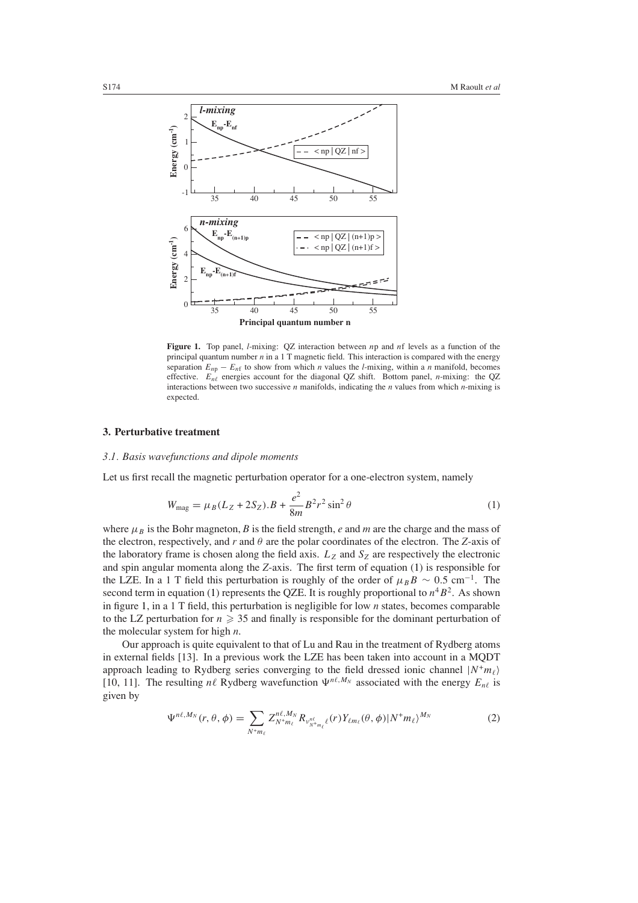**Figure 1.** Top panel, $l$-mixing: QZ interaction between $n$p and $n$f levels as a function of the principal quantum number $n$ in a 1 T magnetic field. This interaction is compared with the energy separation $E_{np} - E_{nf}$ to show from which $n$ values the $l$-mixing, within a $n$ manifold, becomes effective. $E_{n\ell}$ energies account for the diagonal QZ shift. Bottom panel, $n$-mixing: the QZ interactions between two successive $n$ manifolds, indicating the $n$ values from which $n$-mixing is expected.

## 3. Perturbative treatment

### 3.1. Basis wavefunctions and dipole moments

Let us first recall the magnetic perturbation operator for a one-electron system, namely

$$W_{\text{mag}} = \mu_B (L_Z + 2S_Z).B + \frac{e^2}{8m} B^2 r^2 \sin^2\theta \tag{1}$$

where $\mu_B$ is the Bohr magneton, $B$ is the field strength, $e$ and $m$ are the charge and the mass of the electron, respectively, and $r$ and $\theta$ are the polar coordinates of the electron. The $Z$-axis of the laboratory frame is chosen along the field axis. $L_Z$ and $S_Z$ are respectively the electronic and spin angular momenta along the $Z$-axis. The first term of equation (1) is responsible for the LZE. In a 1 T field this perturbation is roughly of the order of $\mu_B B \sim 0.5\ \text{cm}^{-1}$. The second term in equation (1) represents the QZE. It is roughly proportional to $n^4 B^2$. As shown in figure 1, in a 1 T field, this perturbation is negligible for low $n$ states, becomes comparable to the LZ perturbation for $n \geqslant 35$ and finally is responsible for the dominant perturbation of the molecular system for high $n$.

Our approach is quite equivalent to that of Lu and Rau in the treatment of Rydberg atoms in external fields [13]. In a previous work the LZE has been taken into account in a MQDT approach leading to Rydberg series converging to the field dressed ionic channel $|N^+ m_\ell\rangle$ [10, 11]. The resulting $n\ell$ Rydberg wavefunction $\Psi^{n\ell, M_N}$ associated with the energy $E_{n\ell}$ is given by

$$\Psi^{n\ell, M_N}(r, \theta, \phi) = \sum_{N^+ m_\ell} Z^{n\ell, M_N}_{N^+ m_\ell} R_{\nu^{n\ell}_{N^+ m_\ell} \ell}(r) Y_{\ell m_\ell}(\theta, \phi) |N^+ m_\ell\rangle^{M_N} \tag{2}$$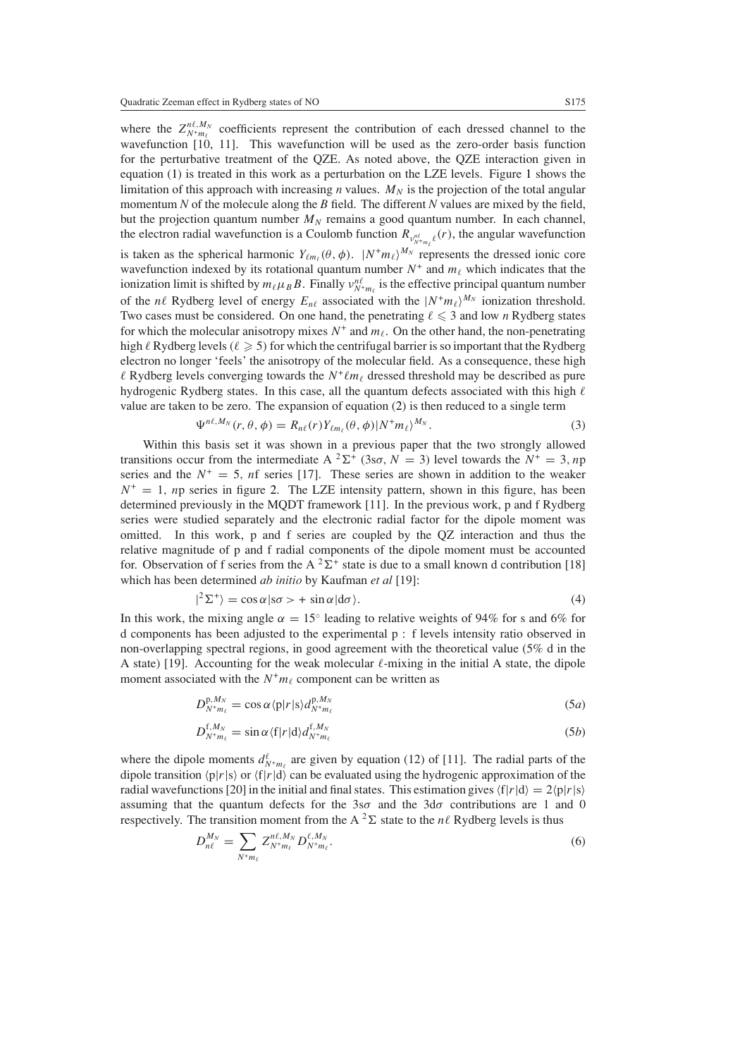where the $Z^{n\ell,M_N}_{N^+m_\ell}$ coefficients represent the contribution of each dressed channel to the wavefunction [10, 11]. This wavefunction will be used as the zero-order basis function for the perturbative treatment of the QZE. As noted above, the QZE interaction given in equation (1) is treated in this work as a perturbation on the LZE levels. Figure 1 shows the limitation of this approach with increasing $n$ values. $M_N$ is the projection of the total angular momentum $N$ of the molecule along the $B$ field. The different $N$ values are mixed by the field, but the projection quantum number $M_N$ remains a good quantum number. In each channel, the electron radial wavefunction is a Coulomb function $R_{\nu^{n\ell}_{N^+m_\ell}\ell}(r)$, the angular wavefunction is taken as the spherical harmonic $Y_{\ell m_\ell}(\theta, \phi)$. $|N^+m_\ell\rangle^{M_N}$ represents the dressed ionic core wavefunction indexed by its rotational quantum number $N^+$ and $m_\ell$ which indicates that the ionization limit is shifted by $m_\ell \mu_B B$. Finally $\nu^{n\ell}_{N^+m_\ell}$ is the effective principal quantum number of the $n\ell$ Rydberg level of energy $E_{n\ell}$ associated with the $|N^+m_\ell\rangle^{M_N}$ ionization threshold. Two cases must be considered. On one hand, the penetrating $\ell \leqslant 3$ and low $n$ Rydberg states for which the molecular anisotropy mixes $N^+$ and $m_\ell$. On the other hand, the non-penetrating high $\ell$ Rydberg levels ($\ell \geqslant 5$) for which the centrifugal barrier is so important that the Rydberg electron no longer 'feels' the anisotropy of the molecular field. As a consequence, these high $\ell$ Rydberg levels converging towards the $N^+\ell m_\ell$ dressed threshold may be described as pure hydrogenic Rydberg states. In this case, all the quantum defects associated with this high $\ell$ value are taken to be zero. The expansion of equation (2) is then reduced to a single term

$$\Psi^{n\ell,M_N}(r,\theta,\phi) = R_{n\ell}(r)Y_{\ell m_\ell}(\theta,\phi)|N^+m_\ell\rangle^{M_N}. \tag{3}$$

Within this basis set it was shown in a previous paper that the two strongly allowed transitions occur from the intermediate A $^2\Sigma^+$ ($3s\sigma$, $N = 3$) level towards the $N^+ = 3$, $n$p series and the $N^+ = 5$, $n$f series [17]. These series are shown in addition to the weaker $N^+ = 1$, $n$p series in figure 2. The LZE intensity pattern, shown in this figure, has been determined previously in the MQDT framework [11]. In the previous work, p and f Rydberg series were studied separately and the electronic radial factor for the dipole moment was omitted. In this work, p and f series are coupled by the QZ interaction and thus the relative magnitude of p and f radial components of the dipole moment must be accounted for. Observation of f series from the A $^2\Sigma^+$ state is due to a small known d contribution [18] which has been determined *ab initio* by Kaufman *et al* [19]:

$$|^2\Sigma^+\rangle = \cos\alpha|s\sigma> + \sin\alpha|d\sigma\rangle. \tag{4}$$

In this work, the mixing angle $\alpha = 15^\circ$ leading to relative weights of 94% for s and 6% for d components has been adjusted to the experimental p : f levels intensity ratio observed in non-overlapping spectral regions, in good agreement with the theoretical value (5% d in the A state) [19]. Accounting for the weak molecular $\ell$-mixing in the initial A state, the dipole moment associated with the $N^+m_\ell$ component can be written as

$$D^{\mathrm{p},M_N}_{N^+m_\ell} = \cos\alpha\langle \mathrm{p}|r|\mathrm{s}\rangle d^{\mathrm{p},M_N}_{N^+m_\ell} \tag{5a}$$

$$D^{\mathrm{f},M_N}_{N^+m_\ell} = \sin\alpha\langle \mathrm{f}|r|\mathrm{d}\rangle d^{\mathrm{f},M_N}_{N^+m_\ell} \tag{5b}$$

where the dipole moments $d^{\ell}_{N^+m_\ell}$ are given by equation (12) of [11]. The radial parts of the dipole transition $\langle \mathrm{p}|r|\mathrm{s}\rangle$ or $\langle \mathrm{f}|r|\mathrm{d}\rangle$ can be evaluated using the hydrogenic approximation of the radial wavefunctions [20] in the initial and final states. This estimation gives $\langle \mathrm{f}|r|\mathrm{d}\rangle = 2\langle \mathrm{p}|r|\mathrm{s}\rangle$ assuming that the quantum defects for the $3s\sigma$ and the $3d\sigma$ contributions are 1 and 0 respectively. The transition moment from the A $^2\Sigma$ state to the $n\ell$ Rydberg levels is thus

$$D^{M_N}_{n\ell} = \sum_{N^+m_\ell} Z^{n\ell,M_N}_{N^+m_\ell} D^{\ell,M_N}_{N^+m_\ell}. \tag{6}$$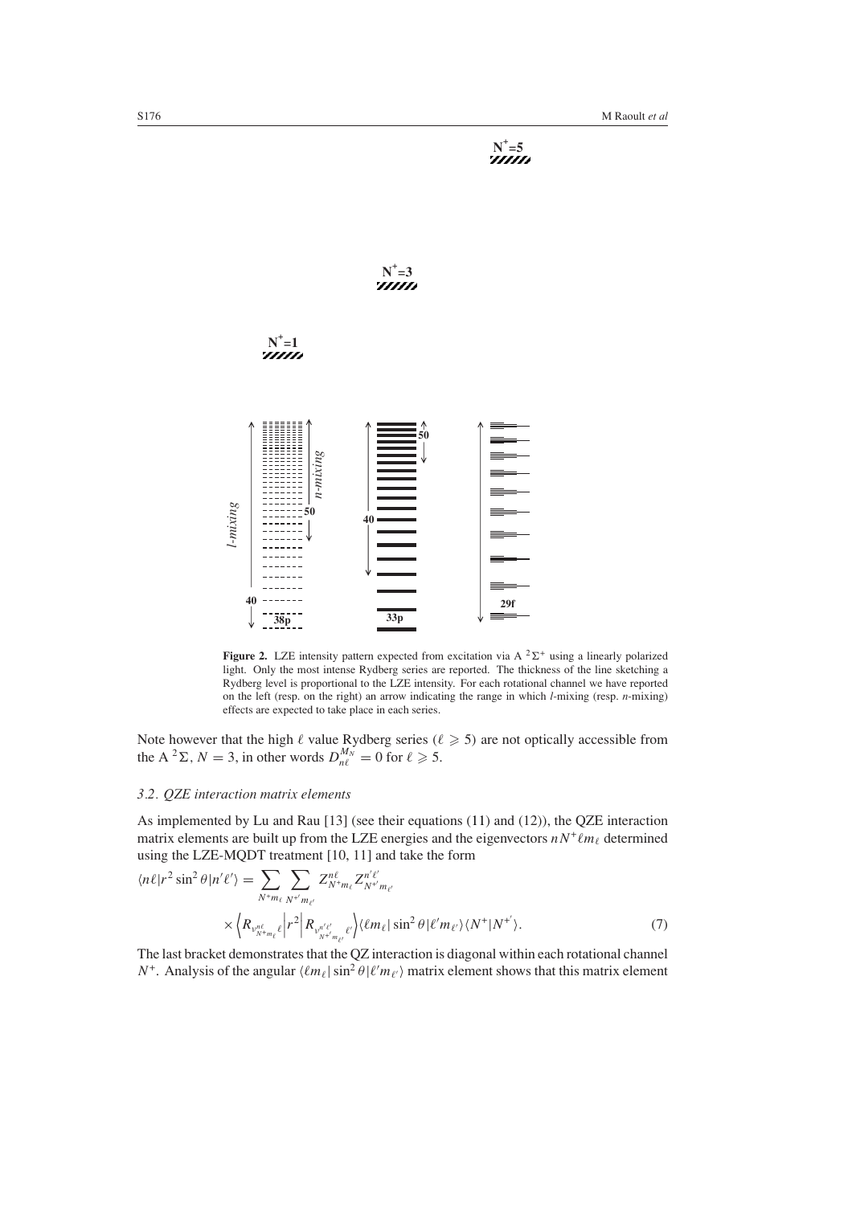**Figure 2.** LZE intensity pattern expected from excitation via A $^2\Sigma^+$ using a linearly polarized light. Only the most intense Rydberg series are reported. The thickness of the line sketching a Rydberg level is proportional to the LZE intensity. For each rotational channel we have reported on the left (resp. on the right) an arrow indicating the range in which *l*-mixing (resp. *n*-mixing) effects are expected to take place in each series.

Note however that the high $\ell$ value Rydberg series ($\ell \geqslant 5$) are not optically accessible from the A $^2\Sigma$, $N = 3$, in other words $D_{n\ell}^{M_N} = 0$ for $\ell \geqslant 5$.

### *3.2. QZE interaction matrix elements*

As implemented by Lu and Rau [13] (see their equations (11) and (12)), the QZE interaction matrix elements are built up from the LZE energies and the eigenvectors $nN^+\ell m_\ell$ determined using the LZE-MQDT treatment [10, 11] and take the form

$$\langle n\ell | r^2 \sin^2\theta | n'\ell'\rangle = \sum_{N^+ m_\ell} \sum_{N^{+'} m_{\ell'}} Z^{n\ell}_{N^+ m_\ell} Z^{n'\ell'}_{N^{+'} m_{\ell'}} \times \left\langle R_{\nu^{n\ell}_{N^+ m_\ell}\ell} \middle| r^2 \middle| R_{\nu^{n'\ell'}_{N^{+'} m_{\ell'}}\ell'} \right\rangle \langle \ell m_\ell | \sin^2\theta | \ell' m_{\ell'}\rangle \langle N^+ | N^{+'}\rangle. \tag{7}$$

The last bracket demonstrates that the QZ interaction is diagonal within each rotational channel $N^+$. Analysis of the angular $\langle \ell m_\ell | \sin^2\theta | \ell' m_{\ell'}\rangle$ matrix element shows that this matrix element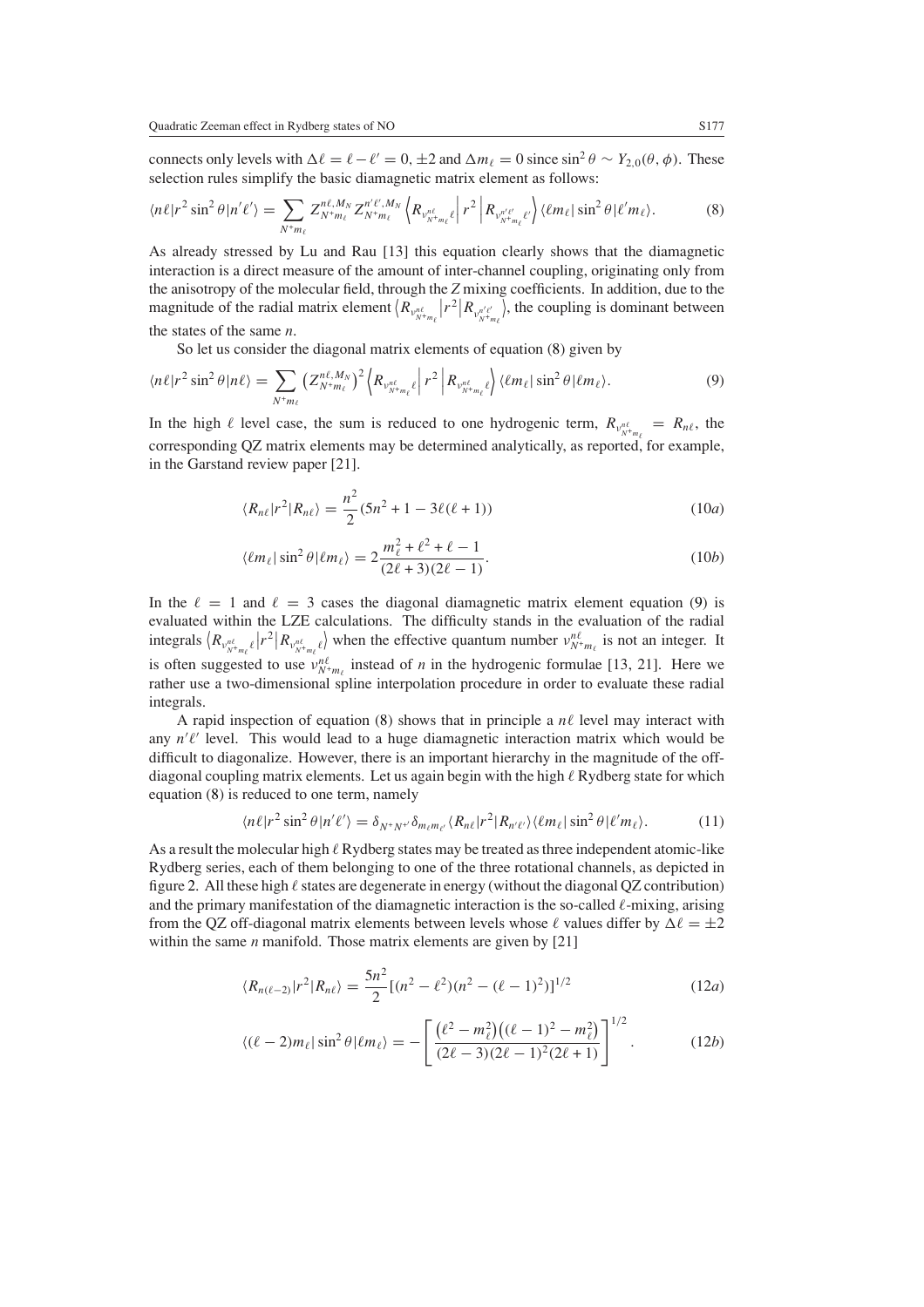connects only levels with $\Delta\ell = \ell - \ell' = 0, \pm 2$ and $\Delta m_\ell = 0$ since $\sin^2\theta \sim Y_{2,0}(\theta,\phi)$. These selection rules simplify the basic diamagnetic matrix element as follows:

$$\langle n\ell|r^2\sin^2\theta|n'\ell'\rangle = \sum_{N^+m_\ell} Z^{n\ell,M_N}_{N^+m_\ell} Z^{n'\ell',M_N}_{N^+m_\ell} \left\langle R_{\nu^{n\ell}_{N^+m_\ell}\ell}\right| r^2 \left| R_{\nu^{n'\ell'}_{N^+m_\ell}\ell'}\right\rangle \langle \ell m_\ell|\sin^2\theta|\ell' m_\ell\rangle. \tag{8}$$

As already stressed by Lu and Rau [13] this equation clearly shows that the diamagnetic interaction is a direct measure of the amount of inter-channel coupling, originating only from the anisotropy of the molecular field, through the $Z$ mixing coefficients. In addition, due to the magnitude of the radial matrix element $\langle R_{\nu^{n\ell}_{N^+m_\ell}}|r^2|R_{\nu^{n'\ell'}_{N^+m_\ell}}\rangle$, the coupling is dominant between the states of the same $n$.

So let us consider the diagonal matrix elements of equation (8) given by

$$\langle n\ell|r^2\sin^2\theta|n\ell\rangle = \sum_{N^+m_\ell} \left(Z^{n\ell,M_N}_{N^+m_\ell}\right)^2 \left\langle R_{\nu^{n\ell}_{N^+m_\ell}\ell}\right| r^2 \left| R_{\nu^{n\ell}_{N^+m_\ell}\ell}\right\rangle \langle \ell m_\ell|\sin^2\theta|\ell m_\ell\rangle. \tag{9}$$

In the high $\ell$ level case, the sum is reduced to one hydrogenic term, $R_{\nu^{n\ell}_{N^+m_\ell}} = R_{n\ell}$, the corresponding QZ matrix elements may be determined analytically, as reported, for example, in the Garstand review paper [21].

$$\langle R_{n\ell}|r^2|R_{n\ell}\rangle = \frac{n^2}{2}(5n^2 + 1 - 3\ell(\ell+1)) \tag{10a}$$

$$\langle \ell m_\ell|\sin^2\theta|\ell m_\ell\rangle = 2\frac{m_\ell^2 + \ell^2 + \ell - 1}{(2\ell+3)(2\ell-1)}. \tag{10b}$$

In the $\ell = 1$ and $\ell = 3$ cases the diagonal diamagnetic matrix element equation (9) is evaluated within the LZE calculations. The difficulty stands in the evaluation of the radial integrals $\langle R_{\nu^{n\ell}_{N^+m_\ell}\ell}|r^2|R_{\nu^{n\ell}_{N^+m_\ell}\ell}\rangle$ when the effective quantum number $\nu^{n\ell}_{N^+m_\ell}$ is not an integer. It is often suggested to use $\nu^{n\ell}_{N^+m_\ell}$ instead of $n$ in the hydrogenic formulae [13, 21]. Here we rather use a two-dimensional spline interpolation procedure in order to evaluate these radial integrals.

A rapid inspection of equation (8) shows that in principle a $n\ell$ level may interact with any $n'\ell'$ level. This would lead to a huge diamagnetic interaction matrix which would be difficult to diagonalize. However, there is an important hierarchy in the magnitude of the off-diagonal coupling matrix elements. Let us again begin with the high $\ell$ Rydberg state for which equation (8) is reduced to one term, namely

$$\langle n\ell|r^2\sin^2\theta|n'\ell'\rangle = \delta_{N^+N^{+\prime}}\delta_{m_\ell m_{\ell'}}\langle R_{n\ell}|r^2|R_{n'\ell'}\rangle\langle \ell m_\ell|\sin^2\theta|\ell' m_\ell\rangle. \tag{11}$$

As a result the molecular high $\ell$ Rydberg states may be treated as three independent atomic-like Rydberg series, each of them belonging to one of the three rotational channels, as depicted in figure 2. All these high $\ell$ states are degenerate in energy (without the diagonal QZ contribution) and the primary manifestation of the diamagnetic interaction is the so-called $\ell$-mixing, arising from the QZ off-diagonal matrix elements between levels whose $\ell$ values differ by $\Delta\ell = \pm 2$ within the same $n$ manifold. Those matrix elements are given by [21]

$$\langle R_{n(\ell-2)}|r^2|R_{n\ell}\rangle = \frac{5n^2}{2}[(n^2-\ell^2)(n^2-(\ell-1)^2)]^{1/2} \tag{12a}$$

$$\langle(\ell-2)m_\ell|\sin^2\theta|\ell m_\ell\rangle = -\left[\frac{\left(\ell^2-m_\ell^2\right)\left((\ell-1)^2-m_\ell^2\right)}{(2\ell-3)(2\ell-1)^2(2\ell+1)}\right]^{1/2}. \tag{12b}$$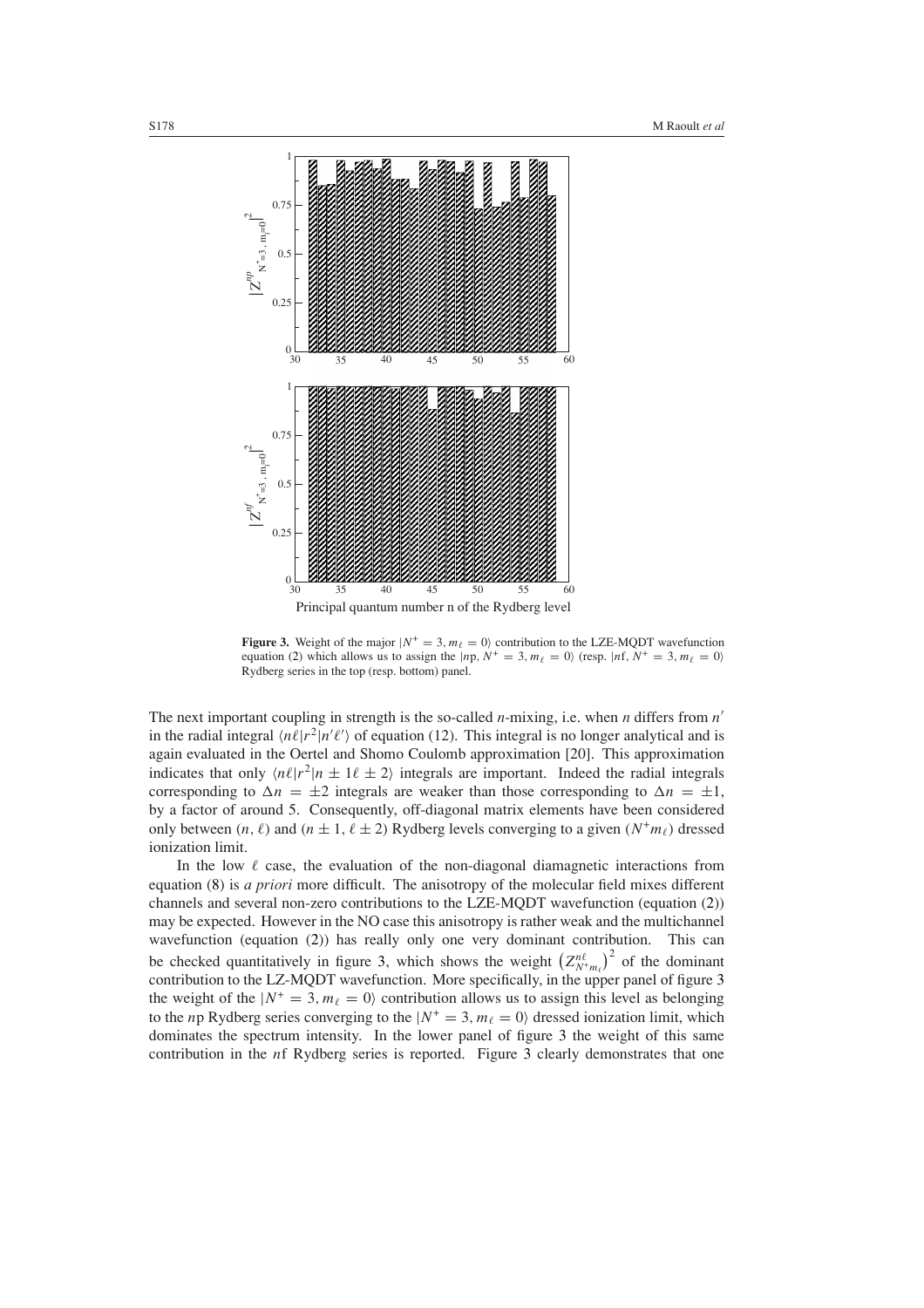**Figure 3.** Weight of the major $|N^+ = 3, m_\ell = 0\rangle$ contribution to the LZE-MQDT wavefunction equation (2) which allows us to assign the $|n\text{p}, N^+ = 3, m_\ell = 0\rangle$ (resp. $|n\text{f}, N^+ = 3, m_\ell = 0\rangle$ Rydberg series in the top (resp. bottom) panel.

The next important coupling in strength is the so-called $n$-mixing, i.e. when $n$ differs from $n'$ in the radial integral $\langle n\ell|r^2|n'\ell'\rangle$ of equation (12). This integral is no longer analytical and is again evaluated in the Oertel and Shomo Coulomb approximation [20]. This approximation indicates that only $\langle n\ell|r^2|n \pm 1\ell \pm 2\rangle$ integrals are important. Indeed the radial integrals corresponding to $\Delta n = \pm 2$ integrals are weaker than those corresponding to $\Delta n = \pm 1$, by a factor of around 5. Consequently, off-diagonal matrix elements have been considered only between $(n, \ell)$ and $(n \pm 1, \ell \pm 2)$ Rydberg levels converging to a given $(N^+ m_\ell)$ dressed ionization limit.

In the low $\ell$ case, the evaluation of the non-diagonal diamagnetic interactions from equation (8) is *a priori* more difficult. The anisotropy of the molecular field mixes different channels and several non-zero contributions to the LZE-MQDT wavefunction (equation (2)) may be expected. However in the NO case this anisotropy is rather weak and the multichannel wavefunction (equation (2)) has really only one very dominant contribution. This can be checked quantitatively in figure 3, which shows the weight $\left(Z^{n\ell}_{N^+ m_\ell}\right)^2$ of the dominant contribution to the LZ-MQDT wavefunction. More specifically, in the upper panel of figure 3 the weight of the $|N^+ = 3, m_\ell = 0\rangle$ contribution allows us to assign this level as belonging to the $n$p Rydberg series converging to the $|N^+ = 3, m_\ell = 0\rangle$ dressed ionization limit, which dominates the spectrum intensity. In the lower panel of figure 3 the weight of this same contribution in the $n$f Rydberg series is reported. Figure 3 clearly demonstrates that one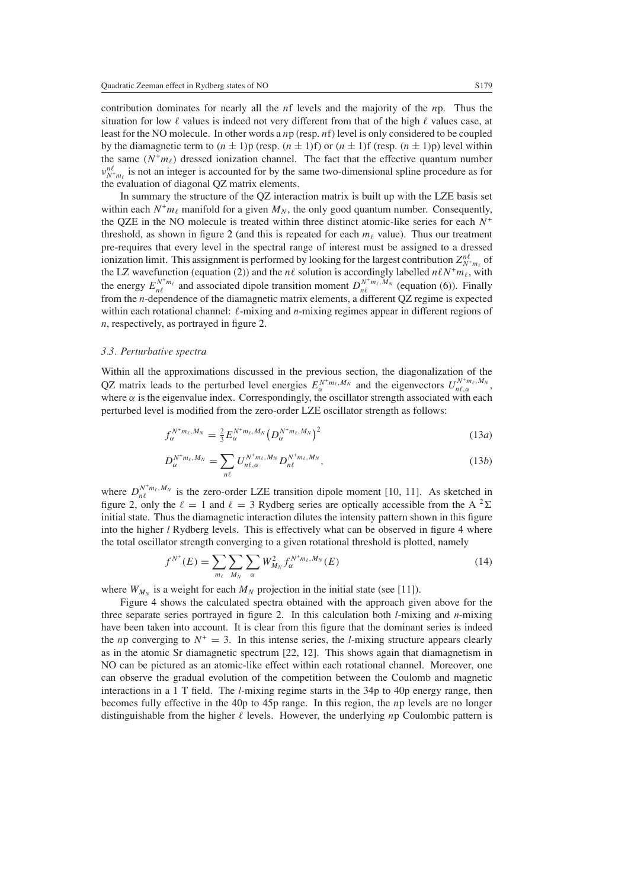contribution dominates for nearly all the $n$f levels and the majority of the $n$p. Thus the situation for low $\ell$ values is indeed not very different from that of the high $\ell$ values case, at least for the NO molecule. In other words a $n$p (resp. $n$f) level is only considered to be coupled by the diamagnetic term to $(n \pm 1)$p (resp. $(n \pm 1)$f) or $(n \pm 1)$f (resp. $(n \pm 1)$p) level within the same $(N^+m_\ell)$ dressed ionization channel. The fact that the effective quantum number $\nu^{n\ell}_{N^+m_\ell}$ is not an integer is accounted for by the same two-dimensional spline procedure as for the evaluation of diagonal QZ matrix elements.

In summary the structure of the QZ interaction matrix is built up with the LZE basis set within each $N^+m_\ell$ manifold for a given $M_N$, the only good quantum number. Consequently, the QZE in the NO molecule is treated within three distinct atomic-like series for each $N^+$ threshold, as shown in figure 2 (and this is repeated for each $m_\ell$ value). Thus our treatment pre-requires that every level in the spectral range of interest must be assigned to a dressed ionization limit. This assignment is performed by looking for the largest contribution $Z^{n\ell}_{N^+m_\ell}$ of the LZ wavefunction (equation (2)) and the $n\ell$ solution is accordingly labelled $n\ell N^+m_\ell$, with the energy $E^{N^+m_\ell}_{n\ell}$ and associated dipole transition moment $D^{N^+m_\ell,M_N}_{n\ell}$ (equation (6)). Finally from the $n$-dependence of the diamagnetic matrix elements, a different QZ regime is expected within each rotational channel: $\ell$-mixing and $n$-mixing regimes appear in different regions of $n$, respectively, as portrayed in figure 2.

### 3.3. Perturbative spectra

Within all the approximations discussed in the previous section, the diagonalization of the QZ matrix leads to the perturbed level energies $E^{N^+m_\ell,M_N}_\alpha$ and the eigenvectors $U^{N^+m_\ell,M_N}_{n\ell,\alpha}$, where $\alpha$ is the eigenvalue index. Correspondingly, the oscillator strength associated with each perturbed level is modified from the zero-order LZE oscillator strength as follows:

$$f^{N^+m_\ell,M_N}_\alpha = \tfrac{2}{3} E^{N^+m_\ell,M_N}_\alpha \left(D^{N^+m_\ell,M_N}_\alpha\right)^2 \tag{13a}$$

$$D^{N^+m_\ell,M_N}_\alpha = \sum_{n\ell} U^{N^+m_\ell,M_N}_{n\ell,\alpha} D^{N^+m_\ell,M_N}_{n\ell}, \tag{13b}$$

where $D^{N^+m_\ell,M_N}_{n\ell}$ is the zero-order LZE transition dipole moment [10, 11]. As sketched in figure 2, only the $\ell = 1$ and $\ell = 3$ Rydberg series are optically accessible from the A $^2\Sigma$ initial state. Thus the diamagnetic interaction dilutes the intensity pattern shown in this figure into the higher $l$ Rydberg levels. This is effectively what can be observed in figure 4 where the total oscillator strength converging to a given rotational threshold is plotted, namely

$$f^{N^+}(E) = \sum_{m_\ell} \sum_{M_N} \sum_\alpha W^2_{M_N} f^{N^+m_\ell,M_N}_\alpha(E) \tag{14}$$

where $W_{M_N}$ is a weight for each $M_N$ projection in the initial state (see [11]).

Figure 4 shows the calculated spectra obtained with the approach given above for the three separate series portrayed in figure 2. In this calculation both $l$-mixing and $n$-mixing have been taken into account. It is clear from this figure that the dominant series is indeed the $n$p converging to $N^+ = 3$. In this intense series, the $l$-mixing structure appears clearly as in the atomic Sr diamagnetic spectrum [22, 12]. This shows again that diamagnetism in NO can be pictured as an atomic-like effect within each rotational channel. Moreover, one can observe the gradual evolution of the competition between the Coulomb and magnetic interactions in a 1 T field. The $l$-mixing regime starts in the 34p to 40p energy range, then becomes fully effective in the 40p to 45p range. In this region, the $n$p levels are no longer distinguishable from the higher $\ell$ levels. However, the underlying $n$p Coulombic pattern is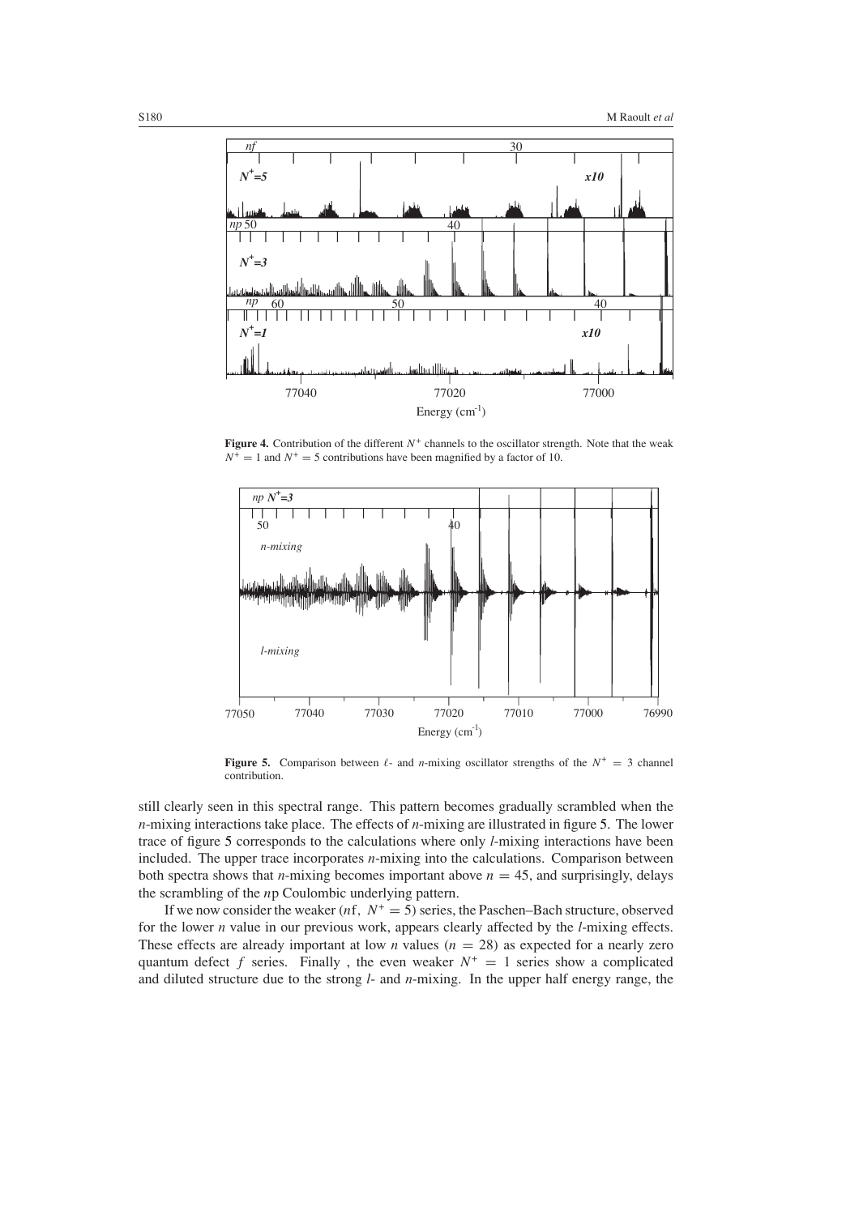**Figure 4.** Contribution of the different $N^+$ channels to the oscillator strength. Note that the weak $N^+ = 1$ and $N^+ = 5$ contributions have been magnified by a factor of 10.

**Figure 5.** Comparison between $\ell$- and $n$-mixing oscillator strengths of the $N^+ = 3$ channel contribution.

still clearly seen in this spectral range. This pattern becomes gradually scrambled when the $n$-mixing interactions take place. The effects of $n$-mixing are illustrated in figure 5. The lower trace of figure 5 corresponds to the calculations where only $l$-mixing interactions have been included. The upper trace incorporates $n$-mixing into the calculations. Comparison between both spectra shows that $n$-mixing becomes important above $n = 45$, and surprisingly, delays the scrambling of the $n$p Coulombic underlying pattern.

If we now consider the weaker ($n$f, $N^+ = 5$) series, the Paschen–Bach structure, observed for the lower $n$ value in our previous work, appears clearly affected by the $l$-mixing effects. These effects are already important at low $n$ values ($n = 28$) as expected for a nearly zero quantum defect $f$ series. Finally , the even weaker $N^+ = 1$ series show a complicated and diluted structure due to the strong $l$- and $n$-mixing. In the upper half energy range, the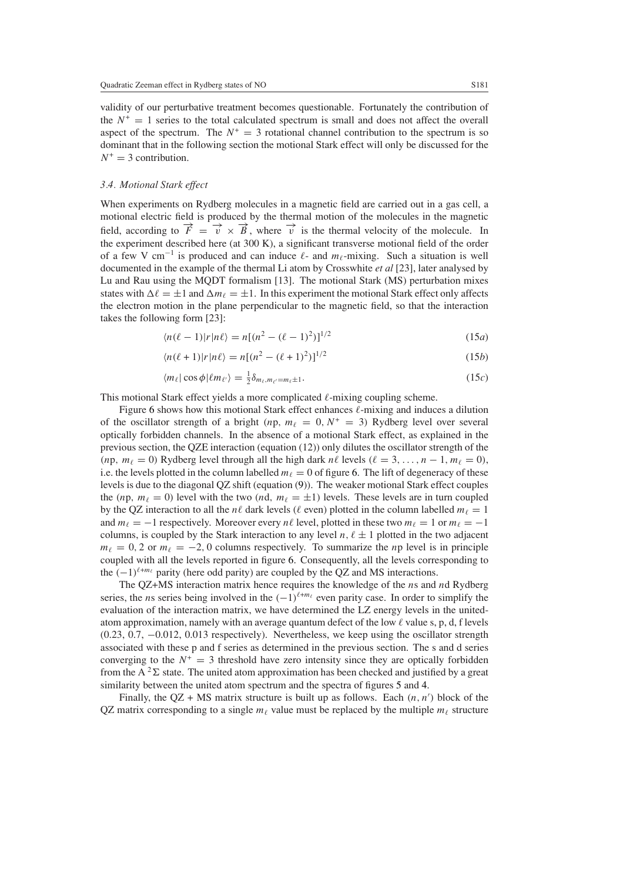validity of our perturbative treatment becomes questionable. Fortunately the contribution of the $N^+ = 1$ series to the total calculated spectrum is small and does not affect the overall aspect of the spectrum. The $N^+ = 3$ rotational channel contribution to the spectrum is so dominant that in the following section the motional Stark effect will only be discussed for the $N^+ = 3$ contribution.

### *3.4. Motional Stark effect*

When experiments on Rydberg molecules in a magnetic field are carried out in a gas cell, a motional electric field is produced by the thermal motion of the molecules in the magnetic field, according to $\vec{F} = \vec{v} \times \vec{B}$, where $\vec{v}$ is the thermal velocity of the molecule. In the experiment described here (at 300 K), a significant transverse motional field of the order of a few V cm$^{-1}$ is produced and can induce $\ell$- and $m_\ell$-mixing. Such a situation is well documented in the example of the thermal Li atom by Crosswhite *et al* [23], later analysed by Lu and Rau using the MQDT formalism [13]. The motional Stark (MS) perturbation mixes states with $\Delta\ell = \pm 1$ and $\Delta m_\ell = \pm 1$. In this experiment the motional Stark effect only affects the electron motion in the plane perpendicular to the magnetic field, so that the interaction takes the following form [23]:

$$\langle n(\ell - 1)|r|n\ell\rangle = n[(n^2 - (\ell - 1)^2)]^{1/2} \tag{15a}$$

$$\langle n(\ell + 1)|r|n\ell\rangle = n[(n^2 - (\ell + 1)^2)]^{1/2} \tag{15b}$$

$$\langle m_\ell| \cos\phi |\ell m_{\ell'}\rangle = \tfrac{1}{2}\delta_{m_\ell, m_{\ell'} = m_\ell \pm 1}. \tag{15c}$$

This motional Stark effect yields a more complicated $\ell$-mixing coupling scheme.

Figure 6 shows how this motional Stark effect enhances $\ell$-mixing and induces a dilution of the oscillator strength of a bright ($n$p, $m_\ell = 0$, $N^+ = 3$) Rydberg level over several optically forbidden channels. In the absence of a motional Stark effect, as explained in the previous section, the QZE interaction (equation (12)) only dilutes the oscillator strength of the ($n$p, $m_\ell = 0$) Rydberg level through all the high dark $n\ell$ levels ($\ell = 3, \ldots, n - 1, m_\ell = 0$), i.e. the levels plotted in the column labelled $m_\ell = 0$ of figure 6. The lift of degeneracy of these levels is due to the diagonal QZ shift (equation (9)). The weaker motional Stark effect couples the ($n$p, $m_\ell = 0$) level with the two ($n$d, $m_\ell = \pm 1$) levels. These levels are in turn coupled by the QZ interaction to all the $n\ell$ dark levels ($\ell$ even) plotted in the column labelled $m_\ell = 1$ and $m_\ell = -1$ respectively. Moreover every $n\ell$ level, plotted in these two $m_\ell = 1$ or $m_\ell = -1$ columns, is coupled by the Stark interaction to any level $n, \ell \pm 1$ plotted in the two adjacent $m_\ell = 0, 2$ or $m_\ell = -2, 0$ columns respectively. To summarize the $n$p level is in principle coupled with all the levels reported in figure 6. Consequently, all the levels corresponding to the $(-1)^{\ell + m_\ell}$ parity (here odd parity) are coupled by the QZ and MS interactions.

The QZ+MS interaction matrix hence requires the knowledge of the $n$s and $n$d Rydberg series, the $n$s series being involved in the $(-1)^{\ell + m_\ell}$ even parity case. In order to simplify the evaluation of the interaction matrix, we have determined the LZ energy levels in the united-atom approximation, namely with an average quantum defect of the low $\ell$ value s, p, d, f levels (0.23, 0.7, −0.012, 0.013 respectively). Nevertheless, we keep using the oscillator strength associated with these p and f series as determined in the previous section. The s and d series converging to the $N^+ = 3$ threshold have zero intensity since they are optically forbidden from the A $^2\Sigma$ state. The united atom approximation has been checked and justified by a great similarity between the united atom spectrum and the spectra of figures 5 and 4.

Finally, the QZ + MS matrix structure is built up as follows. Each $(n, n')$ block of the QZ matrix corresponding to a single $m_\ell$ value must be replaced by the multiple $m_\ell$ structure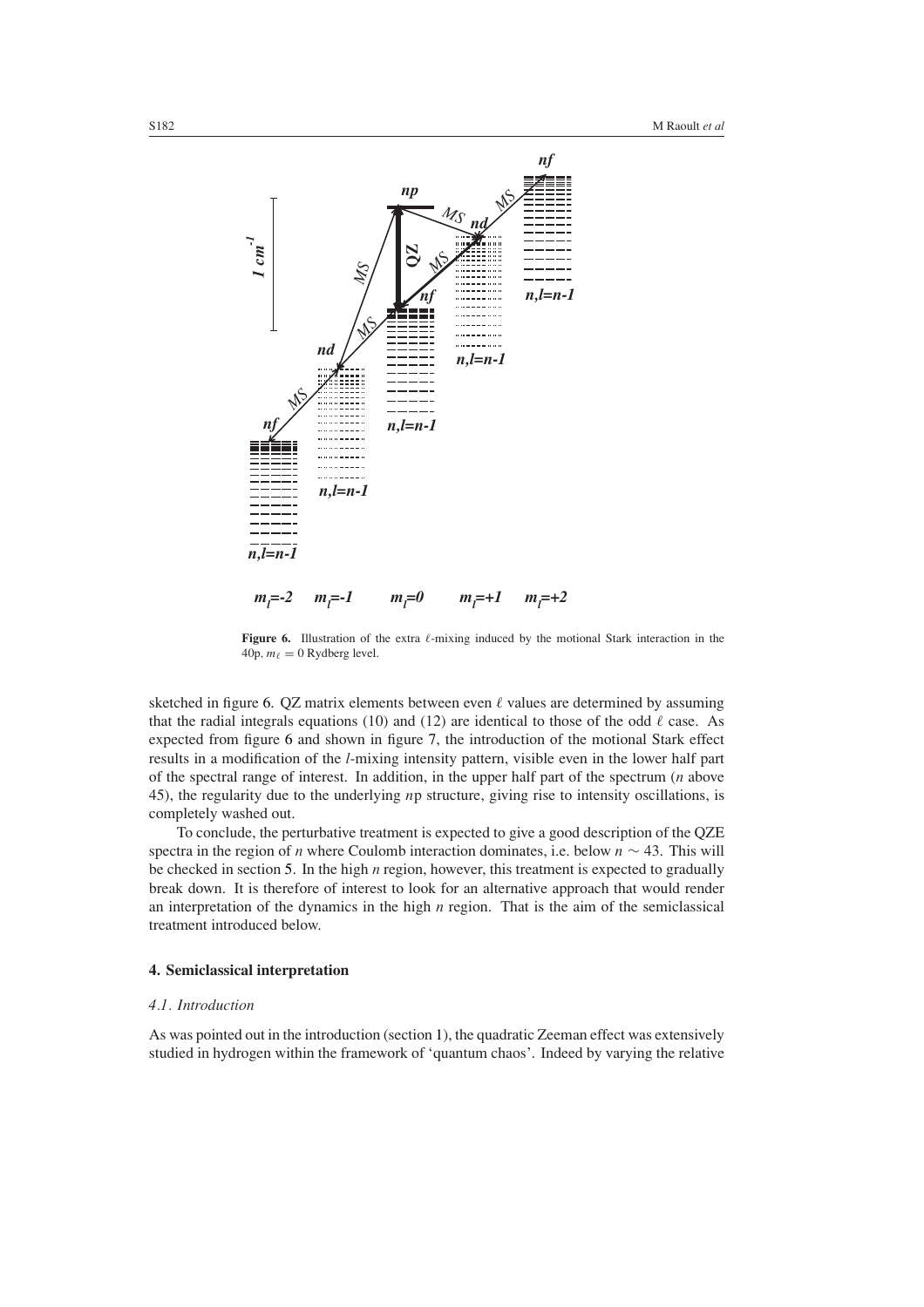**Figure 6.** Illustration of the extra $\ell$-mixing induced by the motional Stark interaction in the 40p, $m_\ell = 0$ Rydberg level.

sketched in figure 6. QZ matrix elements between even $\ell$ values are determined by assuming that the radial integrals equations (10) and (12) are identical to those of the odd $\ell$ case. As expected from figure 6 and shown in figure 7, the introduction of the motional Stark effect results in a modification of the *l*-mixing intensity pattern, visible even in the lower half part of the spectral range of interest. In addition, in the upper half part of the spectrum (*n* above 45), the regularity due to the underlying *n*p structure, giving rise to intensity oscillations, is completely washed out.

To conclude, the perturbative treatment is expected to give a good description of the QZE spectra in the region of *n* where Coulomb interaction dominates, i.e. below $n \sim 43$. This will be checked in section 5. In the high *n* region, however, this treatment is expected to gradually break down. It is therefore of interest to look for an alternative approach that would render an interpretation of the dynamics in the high *n* region. That is the aim of the semiclassical treatment introduced below.

## 4. Semiclassical interpretation

### 4.1. Introduction

As was pointed out in the introduction (section 1), the quadratic Zeeman effect was extensively studied in hydrogen within the framework of 'quantum chaos'. Indeed by varying the relative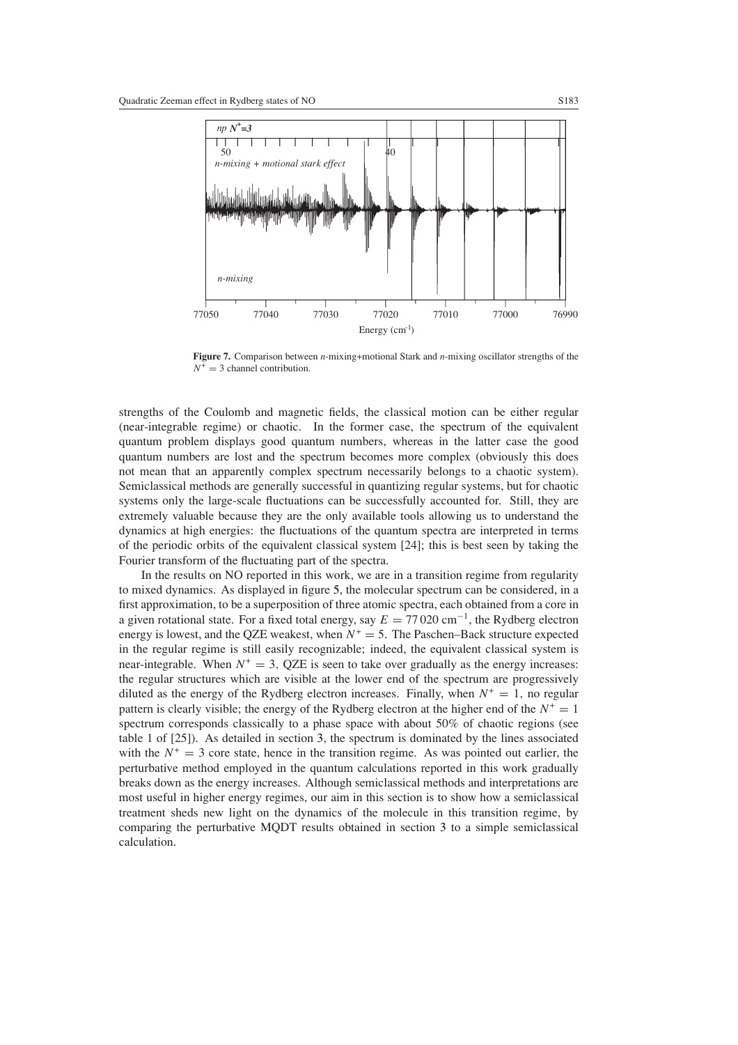**Figure 7.** Comparison between *n*-mixing+motional Stark and *n*-mixing oscillator strengths of the $N^+ = 3$ channel contribution.

strengths of the Coulomb and magnetic fields, the classical motion can be either regular (near-integrable regime) or chaotic. In the former case, the spectrum of the equivalent quantum problem displays good quantum numbers, whereas in the latter case the good quantum numbers are lost and the spectrum becomes more complex (obviously this does not mean that an apparently complex spectrum necessarily belongs to a chaotic system). Semiclassical methods are generally successful in quantizing regular systems, but for chaotic systems only the large-scale fluctuations can be successfully accounted for. Still, they are extremely valuable because they are the only available tools allowing us to understand the dynamics at high energies: the fluctuations of the quantum spectra are interpreted in terms of the periodic orbits of the equivalent classical system [24]; this is best seen by taking the Fourier transform of the fluctuating part of the spectra.

In the results on NO reported in this work, we are in a transition regime from regularity to mixed dynamics. As displayed in figure 5, the molecular spectrum can be considered, in a first approximation, to be a superposition of three atomic spectra, each obtained from a core in a given rotational state. For a fixed total energy, say $E = 77\,020$ cm$^{-1}$, the Rydberg electron energy is lowest, and the QZE weakest, when $N^+ = 5$. The Paschen–Back structure expected in the regular regime is still easily recognizable; indeed, the equivalent classical system is near-integrable. When $N^+ = 3$, QZE is seen to take over gradually as the energy increases: the regular structures which are visible at the lower end of the spectrum are progressively diluted as the energy of the Rydberg electron increases. Finally, when $N^+ = 1$, no regular pattern is clearly visible; the energy of the Rydberg electron at the higher end of the $N^+ = 1$ spectrum corresponds classically to a phase space with about 50% of chaotic regions (see table 1 of [25]). As detailed in section 3, the spectrum is dominated by the lines associated with the $N^+ = 3$ core state, hence in the transition regime. As was pointed out earlier, the perturbative method employed in the quantum calculations reported in this work gradually breaks down as the energy increases. Although semiclassical methods and interpretations are most useful in higher energy regimes, our aim in this section is to show how a semiclassical treatment sheds new light on the dynamics of the molecule in this transition regime, by comparing the perturbative MQDT results obtained in section 3 to a simple semiclassical calculation.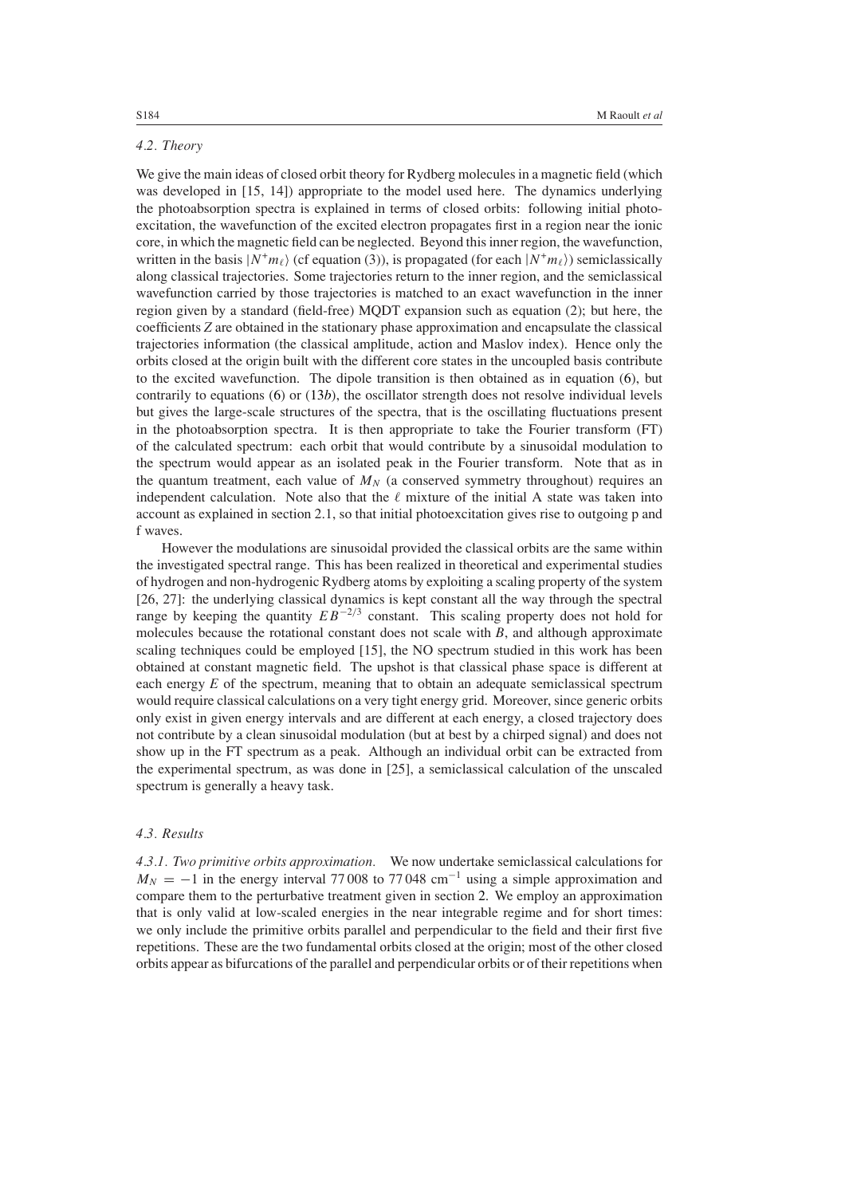*4.2. Theory*

We give the main ideas of closed orbit theory for Rydberg molecules in a magnetic field (which was developed in [15, 14]) appropriate to the model used here. The dynamics underlying the photoabsorption spectra is explained in terms of closed orbits: following initial photo-excitation, the wavefunction of the excited electron propagates first in a region near the ionic core, in which the magnetic field can be neglected. Beyond this inner region, the wavefunction, written in the basis $|N^+m_\ell\rangle$ (cf equation (3)), is propagated (for each $|N^+m_\ell\rangle$) semiclassically along classical trajectories. Some trajectories return to the inner region, and the semiclassical wavefunction carried by those trajectories is matched to an exact wavefunction in the inner region given by a standard (field-free) MQDT expansion such as equation (2); but here, the coefficients $Z$ are obtained in the stationary phase approximation and encapsulate the classical trajectories information (the classical amplitude, action and Maslov index). Hence only the orbits closed at the origin built with the different core states in the uncoupled basis contribute to the excited wavefunction. The dipole transition is then obtained as in equation (6), but contrarily to equations (6) or (13*b*), the oscillator strength does not resolve individual levels but gives the large-scale structures of the spectra, that is the oscillating fluctuations present in the photoabsorption spectra. It is then appropriate to take the Fourier transform (FT) of the calculated spectrum: each orbit that would contribute by a sinusoidal modulation to the spectrum would appear as an isolated peak in the Fourier transform. Note that as in the quantum treatment, each value of $M_N$ (a conserved symmetry throughout) requires an independent calculation. Note also that the $\ell$ mixture of the initial A state was taken into account as explained in section 2.1, so that initial photoexcitation gives rise to outgoing p and f waves.

However the modulations are sinusoidal provided the classical orbits are the same within the investigated spectral range. This has been realized in theoretical and experimental studies of hydrogen and non-hydrogenic Rydberg atoms by exploiting a scaling property of the system [26, 27]: the underlying classical dynamics is kept constant all the way through the spectral range by keeping the quantity $EB^{-2/3}$ constant. This scaling property does not hold for molecules because the rotational constant does not scale with $B$, and although approximate scaling techniques could be employed [15], the NO spectrum studied in this work has been obtained at constant magnetic field. The upshot is that classical phase space is different at each energy $E$ of the spectrum, meaning that to obtain an adequate semiclassical spectrum would require classical calculations on a very tight energy grid. Moreover, since generic orbits only exist in given energy intervals and are different at each energy, a closed trajectory does not contribute by a clean sinusoidal modulation (but at best by a chirped signal) and does not show up in the FT spectrum as a peak. Although an individual orbit can be extracted from the experimental spectrum, as was done in [25], a semiclassical calculation of the unscaled spectrum is generally a heavy task.

*4.3. Results*

*4.3.1. Two primitive orbits approximation.* We now undertake semiclassical calculations for $M_N = -1$ in the energy interval 77 008 to 77 048 cm$^{-1}$ using a simple approximation and compare them to the perturbative treatment given in section 2. We employ an approximation that is only valid at low-scaled energies in the near integrable regime and for short times: we only include the primitive orbits parallel and perpendicular to the field and their first five repetitions. These are the two fundamental orbits closed at the origin; most of the other closed orbits appear as bifurcations of the parallel and perpendicular orbits or of their repetitions when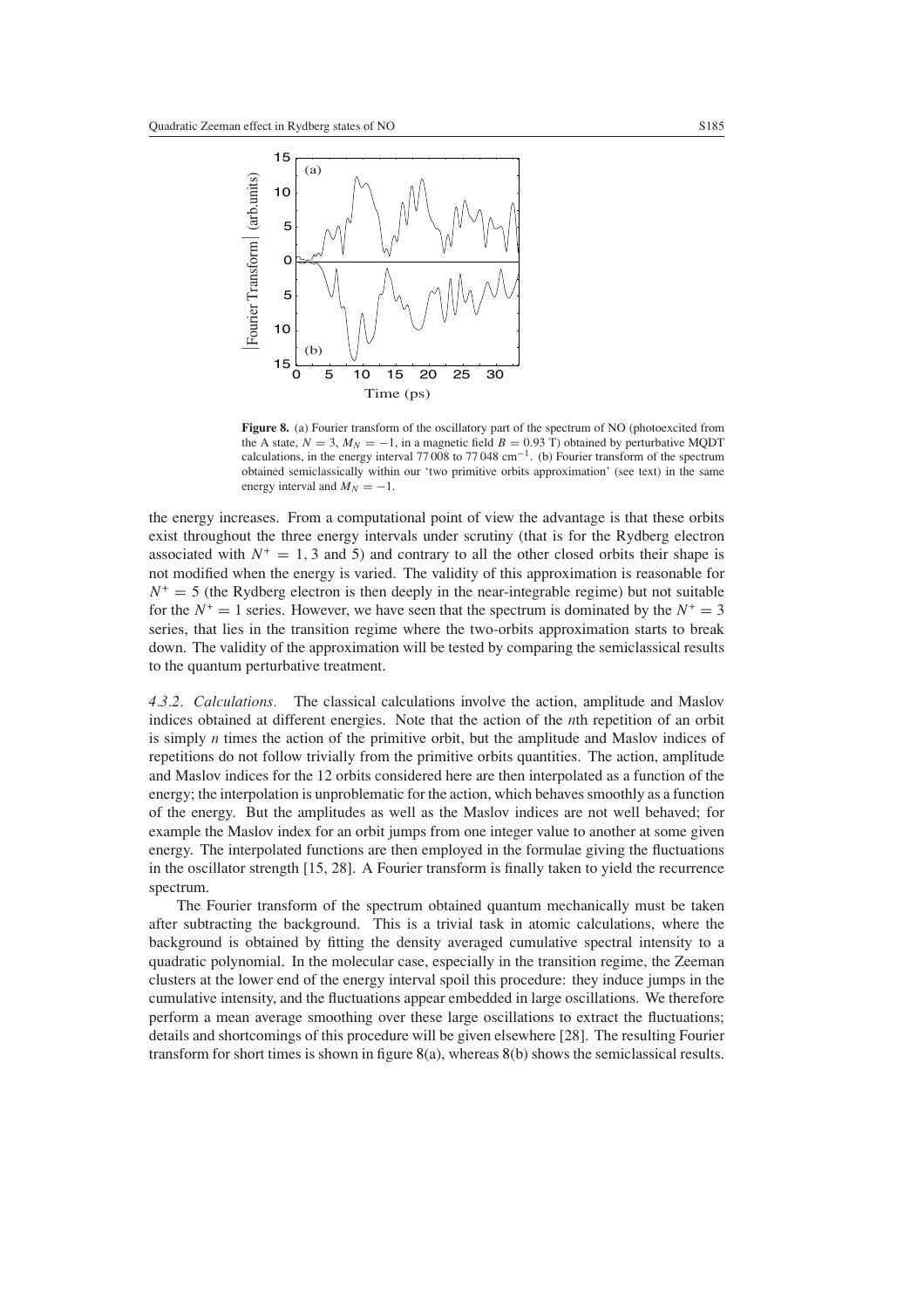**Figure 8.** (a) Fourier transform of the oscillatory part of the spectrum of NO (photoexcited from the A state, $N = 3$, $M_N = -1$, in a magnetic field $B = 0.93$ T) obtained by perturbative MQDT calculations, in the energy interval 77 008 to 77 048 $\mathrm{cm}^{-1}$. (b) Fourier transform of the spectrum obtained semiclassically within our 'two primitive orbits approximation' (see text) in the same energy interval and $M_N = -1$.

the energy increases. From a computational point of view the advantage is that these orbits exist throughout the three energy intervals under scrutiny (that is for the Rydberg electron associated with $N^+ = 1, 3$ and 5) and contrary to all the other closed orbits their shape is not modified when the energy is varied. The validity of this approximation is reasonable for $N^+ = 5$ (the Rydberg electron is then deeply in the near-integrable regime) but not suitable for the $N^+ = 1$ series. However, we have seen that the spectrum is dominated by the $N^+ = 3$ series, that lies in the transition regime where the two-orbits approximation starts to break down. The validity of the approximation will be tested by comparing the semiclassical results to the quantum perturbative treatment.

*4.3.2. Calculations.* The classical calculations involve the action, amplitude and Maslov indices obtained at different energies. Note that the action of the *n*th repetition of an orbit is simply *n* times the action of the primitive orbit, but the amplitude and Maslov indices of repetitions do not follow trivially from the primitive orbits quantities. The action, amplitude and Maslov indices for the 12 orbits considered here are then interpolated as a function of the energy; the interpolation is unproblematic for the action, which behaves smoothly as a function of the energy. But the amplitudes as well as the Maslov indices are not well behaved; for example the Maslov index for an orbit jumps from one integer value to another at some given energy. The interpolated functions are then employed in the formulae giving the fluctuations in the oscillator strength [15, 28]. A Fourier transform is finally taken to yield the recurrence spectrum.

The Fourier transform of the spectrum obtained quantum mechanically must be taken after subtracting the background. This is a trivial task in atomic calculations, where the background is obtained by fitting the density averaged cumulative spectral intensity to a quadratic polynomial. In the molecular case, especially in the transition regime, the Zeeman clusters at the lower end of the energy interval spoil this procedure: they induce jumps in the cumulative intensity, and the fluctuations appear embedded in large oscillations. We therefore perform a mean average smoothing over these large oscillations to extract the fluctuations; details and shortcomings of this procedure will be given elsewhere [28]. The resulting Fourier transform for short times is shown in figure 8(a), whereas 8(b) shows the semiclassical results.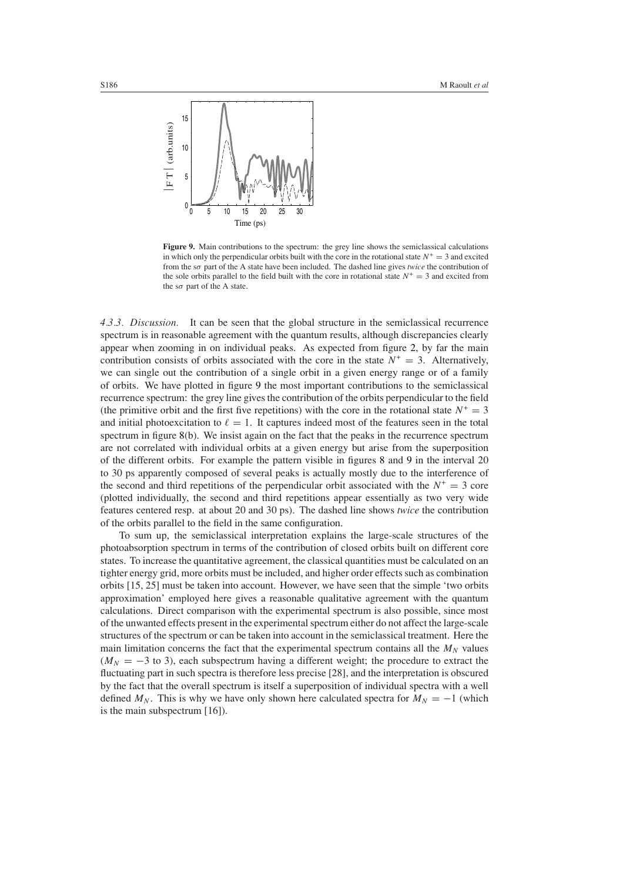**Figure 9.** Main contributions to the spectrum: the grey line shows the semiclassical calculations in which only the perpendicular orbits built with the core in the rotational state $N^+ = 3$ and excited from the s$\sigma$ part of the A state have been included. The dashed line gives *twice* the contribution of the sole orbits parallel to the field built with the core in rotational state $N^+ = 3$ and excited from the s$\sigma$ part of the A state.

*4.3.3. Discussion.* It can be seen that the global structure in the semiclassical recurrence spectrum is in reasonable agreement with the quantum results, although discrepancies clearly appear when zooming in on individual peaks. As expected from figure 2, by far the main contribution consists of orbits associated with the core in the state $N^+ = 3$. Alternatively, we can single out the contribution of a single orbit in a given energy range or of a family of orbits. We have plotted in figure 9 the most important contributions to the semiclassical recurrence spectrum: the grey line gives the contribution of the orbits perpendicular to the field (the primitive orbit and the first five repetitions) with the core in the rotational state $N^+ = 3$ and initial photoexcitation to $\ell = 1$. It captures indeed most of the features seen in the total spectrum in figure 8(b). We insist again on the fact that the peaks in the recurrence spectrum are not correlated with individual orbits at a given energy but arise from the superposition of the different orbits. For example the pattern visible in figures 8 and 9 in the interval 20 to 30 ps apparently composed of several peaks is actually mostly due to the interference of the second and third repetitions of the perpendicular orbit associated with the $N^+ = 3$ core (plotted individually, the second and third repetitions appear essentially as two very wide features centered resp. at about 20 and 30 ps). The dashed line shows *twice* the contribution of the orbits parallel to the field in the same configuration.

To sum up, the semiclassical interpretation explains the large-scale structures of the photoabsorption spectrum in terms of the contribution of closed orbits built on different core states. To increase the quantitative agreement, the classical quantities must be calculated on an tighter energy grid, more orbits must be included, and higher order effects such as combination orbits [15, 25] must be taken into account. However, we have seen that the simple 'two orbits approximation' employed here gives a reasonable qualitative agreement with the quantum calculations. Direct comparison with the experimental spectrum is also possible, since most of the unwanted effects present in the experimental spectrum either do not affect the large-scale structures of the spectrum or can be taken into account in the semiclassical treatment. Here the main limitation concerns the fact that the experimental spectrum contains all the $M_N$ values ($M_N = -3$ to 3), each subspectrum having a different weight; the procedure to extract the fluctuating part in such spectra is therefore less precise [28], and the interpretation is obscured by the fact that the overall spectrum is itself a superposition of individual spectra with a well defined $M_N$. This is why we have only shown here calculated spectra for $M_N = -1$ (which is the main subspectrum [16]).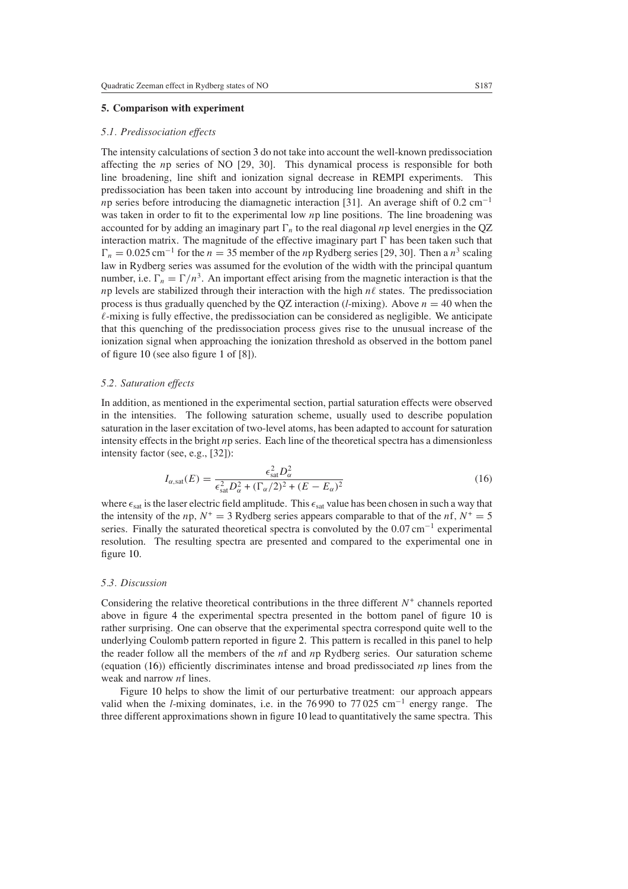## 5. Comparison with experiment

### 5.1. Predissociation effects

The intensity calculations of section 3 do not take into account the well-known predissociation affecting the $n$p series of NO [29, 30]. This dynamical process is responsible for both line broadening, line shift and ionization signal decrease in REMPI experiments. This predissociation has been taken into account by introducing line broadening and shift in the $n$p series before introducing the diamagnetic interaction [31]. An average shift of 0.2 $\mathrm{cm}^{-1}$ was taken in order to fit to the experimental low $n$p line positions. The line broadening was accounted for by adding an imaginary part $\Gamma_n$ to the real diagonal $n$p level energies in the QZ interaction matrix. The magnitude of the effective imaginary part $\Gamma$ has been taken such that $\Gamma_n = 0.025\,\mathrm{cm}^{-1}$ for the $n = 35$ member of the $n$p Rydberg series [29, 30]. Then a $n^3$ scaling law in Rydberg series was assumed for the evolution of the width with the principal quantum number, i.e. $\Gamma_n = \Gamma/n^3$. An important effect arising from the magnetic interaction is that the $n$p levels are stabilized through their interaction with the high $n\ell$ states. The predissociation process is thus gradually quenched by the QZ interaction ($l$-mixing). Above $n = 40$ when the $\ell$-mixing is fully effective, the predissociation can be considered as negligible. We anticipate that this quenching of the predissociation process gives rise to the unusual increase of the ionization signal when approaching the ionization threshold as observed in the bottom panel of figure 10 (see also figure 1 of [8]).

### 5.2. Saturation effects

In addition, as mentioned in the experimental section, partial saturation effects were observed in the intensities. The following saturation scheme, usually used to describe population saturation in the laser excitation of two-level atoms, has been adapted to account for saturation intensity effects in the bright $n$p series. Each line of the theoretical spectra has a dimensionless intensity factor (see, e.g., [32]):

$$I_{\alpha,\mathrm{sat}}(E) = \frac{\epsilon_{\mathrm{sat}}^2 D_\alpha^2}{\epsilon_{\mathrm{sat}}^2 D_\alpha^2 + (\Gamma_\alpha/2)^2 + (E - E_\alpha)^2} \tag{16}$$

where $\epsilon_{\mathrm{sat}}$ is the laser electric field amplitude. This $\epsilon_{\mathrm{sat}}$ value has been chosen in such a way that the intensity of the $n$p, $N^+ = 3$ Rydberg series appears comparable to that of the $n$f, $N^+ = 5$ series. Finally the saturated theoretical spectra is convoluted by the $0.07\,\mathrm{cm}^{-1}$ experimental resolution. The resulting spectra are presented and compared to the experimental one in figure 10.

### 5.3. Discussion

Considering the relative theoretical contributions in the three different $N^+$ channels reported above in figure 4 the experimental spectra presented in the bottom panel of figure 10 is rather surprising. One can observe that the experimental spectra correspond quite well to the underlying Coulomb pattern reported in figure 2. This pattern is recalled in this panel to help the reader follow all the members of the $n$f and $n$p Rydberg series. Our saturation scheme (equation (16)) efficiently discriminates intense and broad predissociated $n$p lines from the weak and narrow $n$f lines.

Figure 10 helps to show the limit of our perturbative treatment: our approach appears valid when the $l$-mixing dominates, i.e. in the 76 990 to 77 025 $\mathrm{cm}^{-1}$ energy range. The three different approximations shown in figure 10 lead to quantitatively the same spectra. This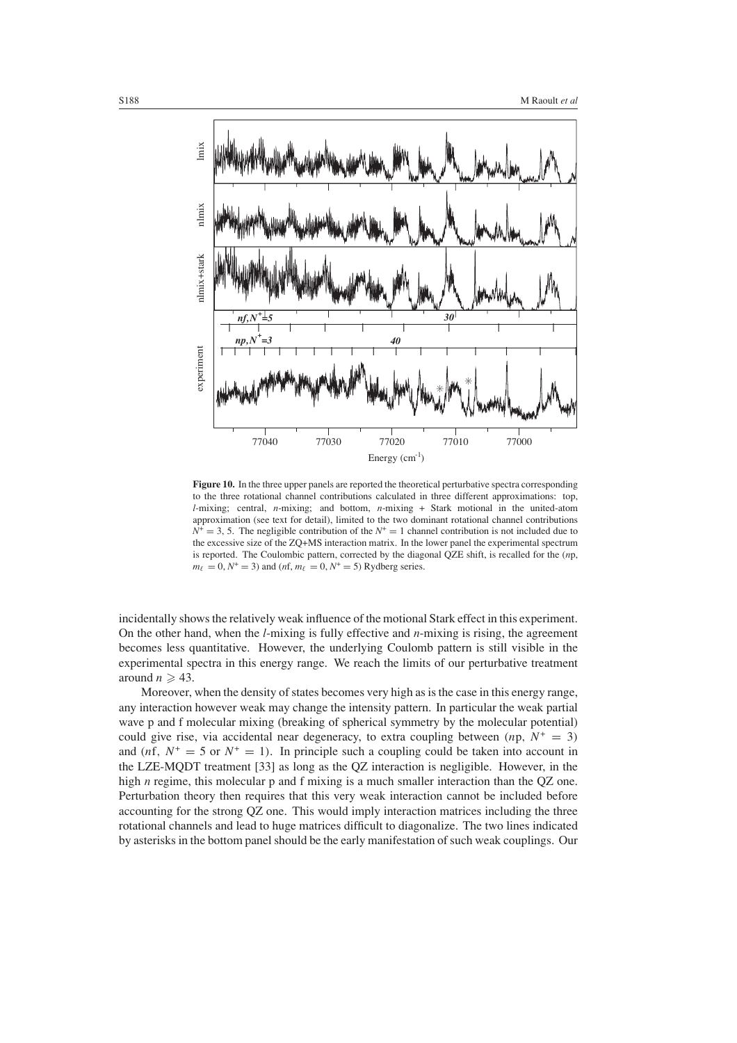**Figure 10.** In the three upper panels are reported the theoretical perturbative spectra corresponding to the three rotational channel contributions calculated in three different approximations: top, $l$-mixing; central, $n$-mixing; and bottom, $n$-mixing + Stark motional in the united-atom approximation (see text for detail), limited to the two dominant rotational channel contributions $N^+ = 3, 5$. The negligible contribution of the $N^+ = 1$ channel contribution is not included due to the excessive size of the ZQ+MS interaction matrix. In the lower panel the experimental spectrum is reported. The Coulombic pattern, corrected by the diagonal QZE shift, is recalled for the ($n$p, $m_\ell = 0, N^+ = 3$) and ($n$f, $m_\ell = 0, N^+ = 5$) Rydberg series.

incidentally shows the relatively weak influence of the motional Stark effect in this experiment. On the other hand, when the $l$-mixing is fully effective and $n$-mixing is rising, the agreement becomes less quantitative. However, the underlying Coulomb pattern is still visible in the experimental spectra in this energy range. We reach the limits of our perturbative treatment around $n \geqslant 43$.

Moreover, when the density of states becomes very high as is the case in this energy range, any interaction however weak may change the intensity pattern. In particular the weak partial wave p and f molecular mixing (breaking of spherical symmetry by the molecular potential) could give rise, via accidental near degeneracy, to extra coupling between ($n$p, $N^+ = 3$) and ($n$f, $N^+ = 5$ or $N^+ = 1$). In principle such a coupling could be taken into account in the LZE-MQDT treatment [33] as long as the QZ interaction is negligible. However, in the high $n$ regime, this molecular p and f mixing is a much smaller interaction than the QZ one. Perturbation theory then requires that this very weak interaction cannot be included before accounting for the strong QZ one. This would imply interaction matrices including the three rotational channels and lead to huge matrices difficult to diagonalize. The two lines indicated by asterisks in the bottom panel should be the early manifestation of such weak couplings. Our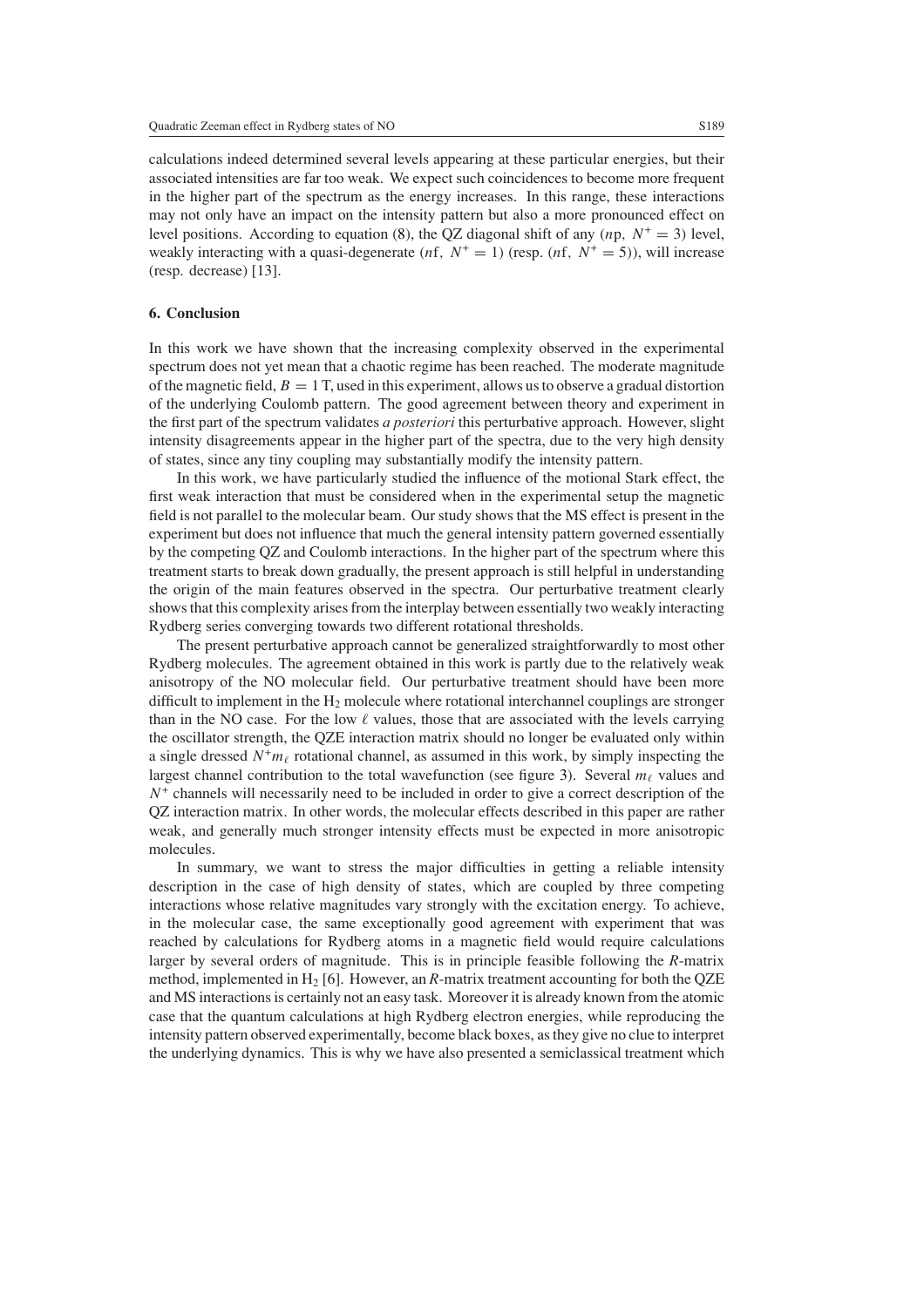calculations indeed determined several levels appearing at these particular energies, but their associated intensities are far too weak. We expect such coincidences to become more frequent in the higher part of the spectrum as the energy increases. In this range, these interactions may not only have an impact on the intensity pattern but also a more pronounced effect on level positions. According to equation (8), the QZ diagonal shift of any ($n$p, $N^+ = 3$) level, weakly interacting with a quasi-degenerate ($n$f, $N^+ = 1$) (resp. ($n$f, $N^+ = 5$)), will increase (resp. decrease) [13].

## 6. Conclusion

In this work we have shown that the increasing complexity observed in the experimental spectrum does not yet mean that a chaotic regime has been reached. The moderate magnitude of the magnetic field, $B = 1$ T, used in this experiment, allows us to observe a gradual distortion of the underlying Coulomb pattern. The good agreement between theory and experiment in the first part of the spectrum validates *a posteriori* this perturbative approach. However, slight intensity disagreements appear in the higher part of the spectra, due to the very high density of states, since any tiny coupling may substantially modify the intensity pattern.

In this work, we have particularly studied the influence of the motional Stark effect, the first weak interaction that must be considered when in the experimental setup the magnetic field is not parallel to the molecular beam. Our study shows that the MS effect is present in the experiment but does not influence that much the general intensity pattern governed essentially by the competing QZ and Coulomb interactions. In the higher part of the spectrum where this treatment starts to break down gradually, the present approach is still helpful in understanding the origin of the main features observed in the spectra. Our perturbative treatment clearly shows that this complexity arises from the interplay between essentially two weakly interacting Rydberg series converging towards two different rotational thresholds.

The present perturbative approach cannot be generalized straightforwardly to most other Rydberg molecules. The agreement obtained in this work is partly due to the relatively weak anisotropy of the NO molecular field. Our perturbative treatment should have been more difficult to implement in the $H_2$ molecule where rotational interchannel couplings are stronger than in the NO case. For the low $\ell$ values, those that are associated with the levels carrying the oscillator strength, the QZE interaction matrix should no longer be evaluated only within a single dressed $N^+m_\ell$ rotational channel, as assumed in this work, by simply inspecting the largest channel contribution to the total wavefunction (see figure 3). Several $m_\ell$ values and $N^+$ channels will necessarily need to be included in order to give a correct description of the QZ interaction matrix. In other words, the molecular effects described in this paper are rather weak, and generally much stronger intensity effects must be expected in more anisotropic molecules.

In summary, we want to stress the major difficulties in getting a reliable intensity description in the case of high density of states, which are coupled by three competing interactions whose relative magnitudes vary strongly with the excitation energy. To achieve, in the molecular case, the same exceptionally good agreement with experiment that was reached by calculations for Rydberg atoms in a magnetic field would require calculations larger by several orders of magnitude. This is in principle feasible following the $R$-matrix method, implemented in $H_2$ [6]. However, an $R$-matrix treatment accounting for both the QZE and MS interactions is certainly not an easy task. Moreover it is already known from the atomic case that the quantum calculations at high Rydberg electron energies, while reproducing the intensity pattern observed experimentally, become black boxes, as they give no clue to interpret the underlying dynamics. This is why we have also presented a semiclassical treatment which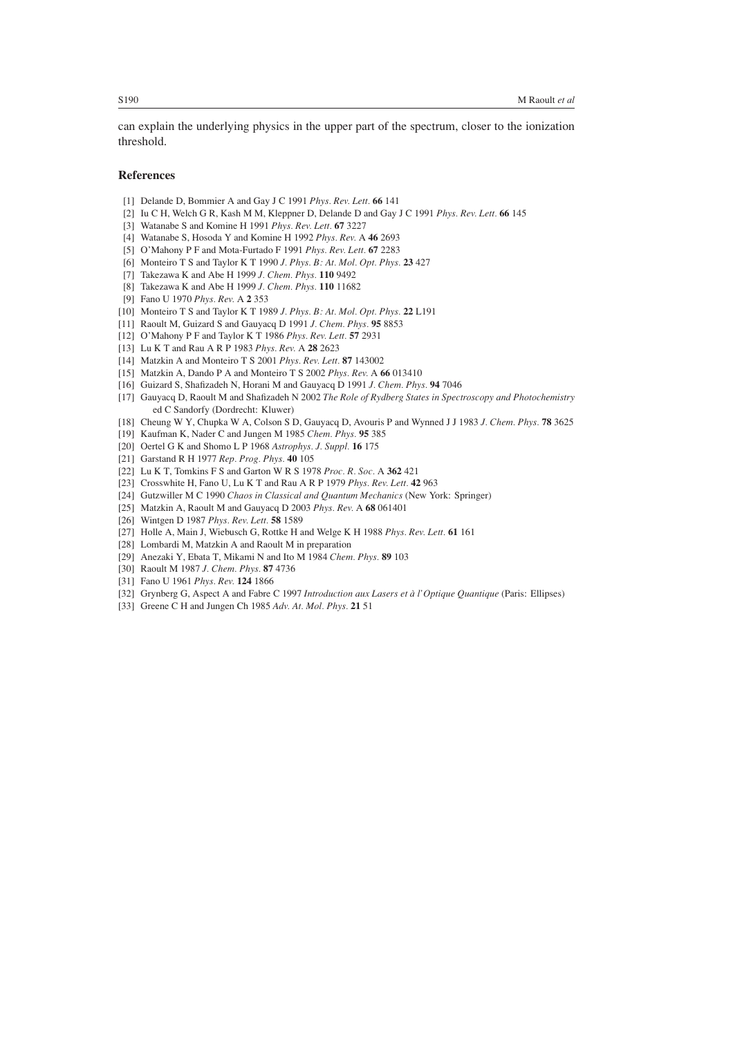can explain the underlying physics in the upper part of the spectrum, closer to the ionization threshold.

## References

[1] Delande D, Bommier A and Gay J C 1991 *Phys. Rev. Lett.* **66** 141

[2] Iu C H, Welch G R, Kash M M, Kleppner D, Delande D and Gay J C 1991 *Phys. Rev. Lett.* **66** 145

[3] Watanabe S and Komine H 1991 *Phys. Rev. Lett.* **67** 3227

[4] Watanabe S, Hosoda Y and Komine H 1992 *Phys. Rev.* A **46** 2693

[5] O'Mahony P F and Mota-Furtado F 1991 *Phys. Rev. Lett.* **67** 2283

[6] Monteiro T S and Taylor K T 1990 *J. Phys. B: At. Mol. Opt. Phys.* **23** 427

[7] Takezawa K and Abe H 1999 *J. Chem. Phys.* **110** 9492

[8] Takezawa K and Abe H 1999 *J. Chem. Phys.* **110** 11682

[9] Fano U 1970 *Phys. Rev.* A **2** 353

[10] Monteiro T S and Taylor K T 1989 *J. Phys. B: At. Mol. Opt. Phys.* **22** L191

[11] Raoult M, Guizard S and Gauyacq D 1991 *J. Chem. Phys.* **95** 8853

[12] O'Mahony P F and Taylor K T 1986 *Phys. Rev. Lett.* **57** 2931

[13] Lu K T and Rau A R P 1983 *Phys. Rev.* A **28** 2623

[14] Matzkin A and Monteiro T S 2001 *Phys. Rev. Lett.* **87** 143002

[15] Matzkin A, Dando P A and Monteiro T S 2002 *Phys. Rev.* A **66** 013410

[16] Guizard S, Shafizadeh N, Horani M and Gauyacq D 1991 *J. Chem. Phys.* **94** 7046

[17] Gauyacq D, Raoult M and Shafizadeh N 2002 *The Role of Rydberg States in Spectroscopy and Photochemistry* ed C Sandorfy (Dordrecht: Kluwer)

[18] Cheung W Y, Chupka W A, Colson S D, Gauyacq D, Avouris P and Wynned J J 1983 *J. Chem. Phys.* **78** 3625

[19] Kaufman K, Nader C and Jungen M 1985 *Chem. Phys.* **95** 385

[20] Oertel G K and Shomo L P 1968 *Astrophys. J. Suppl.* **16** 175

[21] Garstand R H 1977 *Rep. Prog. Phys.* **40** 105

[22] Lu K T, Tomkins F S and Garton W R S 1978 *Proc. R. Soc.* A **362** 421

[23] Crosswhite H, Fano U, Lu K T and Rau A R P 1979 *Phys. Rev. Lett.* **42** 963

[24] Gutzwiller M C 1990 *Chaos in Classical and Quantum Mechanics* (New York: Springer)

[25] Matzkin A, Raoult M and Gauyacq D 2003 *Phys. Rev.* A **68** 061401

[26] Wintgen D 1987 *Phys. Rev. Lett.* **58** 1589

[27] Holle A, Main J, Wiebusch G, Rottke H and Welge K H 1988 *Phys. Rev. Lett.* **61** 161

[28] Lombardi M, Matzkin A and Raoult M in preparation

[29] Anezaki Y, Ebata T, Mikami N and Ito M 1984 *Chem. Phys.* **89** 103

[30] Raoult M 1987 *J. Chem. Phys.* **87** 4736

[31] Fano U 1961 *Phys. Rev.* **124** 1866

[32] Grynberg G, Aspect A and Fabre C 1997 *Introduction aux Lasers et à l'Optique Quantique* (Paris: Ellipses)

[33] Greene C H and Jungen Ch 1985 *Adv. At. Mol. Phys.* **21** 51